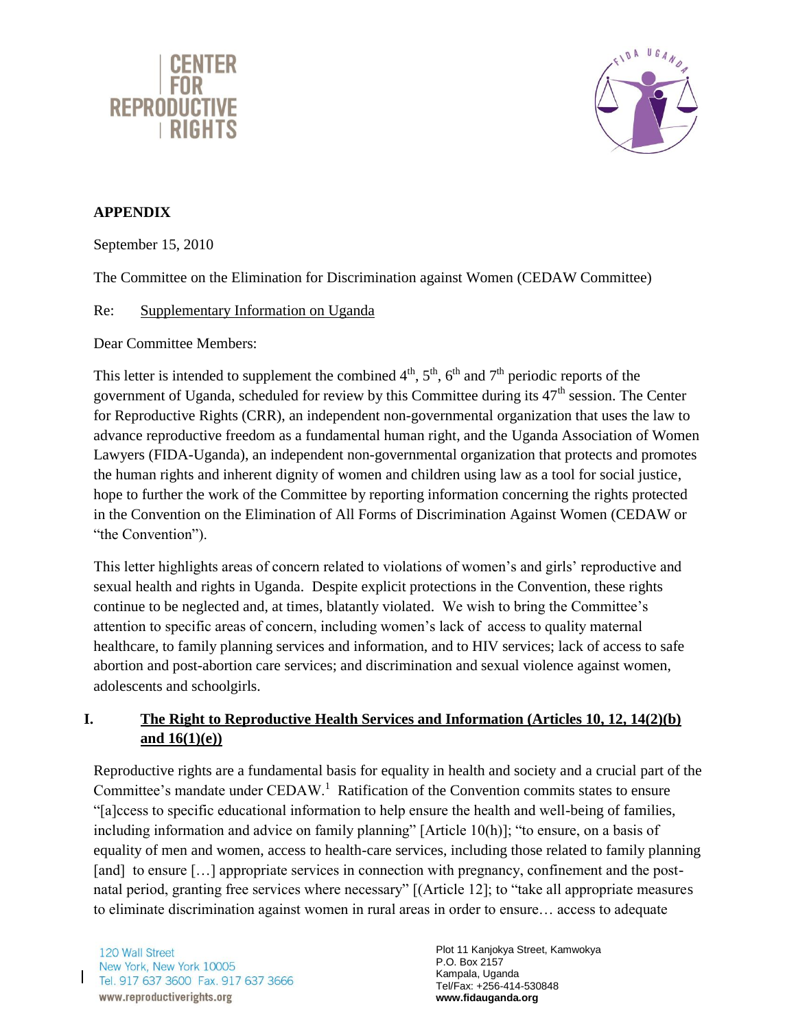CENTER FOR REPRODUCTIVE RIGHTS

FIDA UGANDA

**APPENDIX**

September 15, 2010

The Committee on the Elimination for Discrimination against Women (CEDAW Committee)

Re: Supplementary Information on Uganda

Dear Committee Members:

This letter is intended to supplement the combined 4th, 5th, 6th and 7th periodic reports of the government of Uganda, scheduled for review by this Committee during its 47th session. The Center for Reproductive Rights (CRR), an independent non-governmental organization that uses the law to advance reproductive freedom as a fundamental human right, and the Uganda Association of Women Lawyers (FIDA-Uganda), an independent non-governmental organization that protects and promotes the human rights and inherent dignity of women and children using law as a tool for social justice, hope to further the work of the Committee by reporting information concerning the rights protected in the Convention on the Elimination of All Forms of Discrimination Against Women (CEDAW or "the Convention").

This letter highlights areas of concern related to violations of women's and girls' reproductive and sexual health and rights in Uganda. Despite explicit protections in the Convention, these rights continue to be neglected and, at times, blatantly violated. We wish to bring the Committee's attention to specific areas of concern, including women's lack of access to quality maternal healthcare, to family planning services and information, and to HIV services; lack of access to safe abortion and post-abortion care services; and discrimination and sexual violence against women, adolescents and schoolgirls.

## I. The Right to Reproductive Health Services and Information (Articles 10, 12, 14(2)(b) and 16(1)(e))

Reproductive rights are a fundamental basis for equality in health and society and a crucial part of the Committee's mandate under CEDAW.[1] Ratification of the Convention commits states to ensure "[a]ccess to specific educational information to help ensure the health and well-being of families, including information and advice on family planning" [Article 10(h)]; "to ensure, on a basis of equality of men and women, access to health-care services, including those related to family planning [and] to ensure […] appropriate services in connection with pregnancy, confinement and the post-natal period, granting free services where necessary" [(Article 12]; to "take all appropriate measures to eliminate discrimination against women in rural areas in order to ensure… access to adequate

120 Wall Street
New York, New York 10005
Tel. 917 637 3600 Fax. 917 637 3666
www.reproductiverights.org

Plot 11 Kanjokya Street, Kamwokya
P.O. Box 2157
Kampala, Uganda
Tel/Fax: +256-414-530848
**www.fidauganda.org**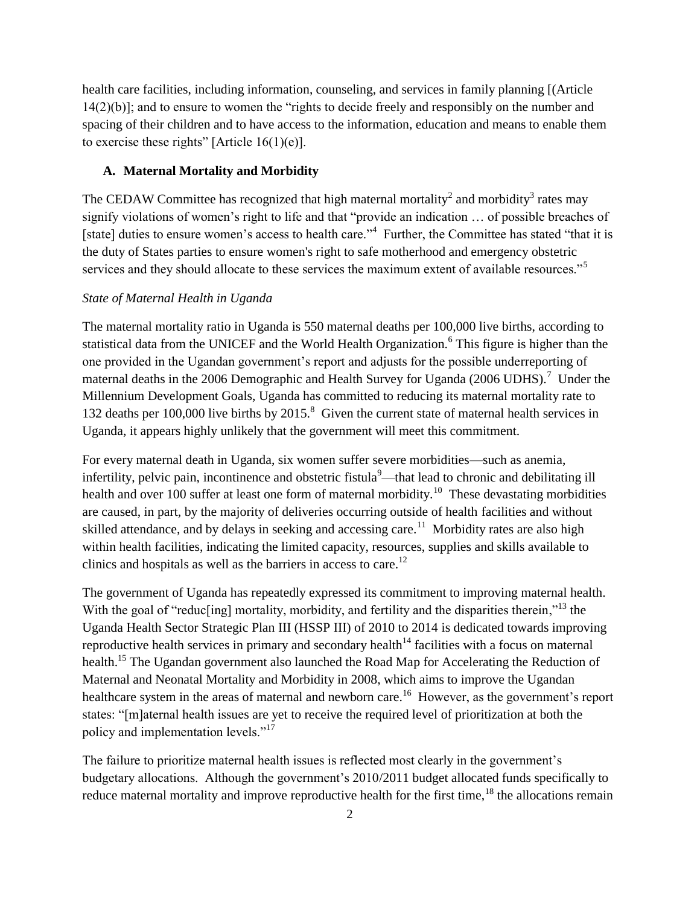health care facilities, including information, counseling, and services in family planning [(Article 14(2)(b)]; and to ensure to women the "rights to decide freely and responsibly on the number and spacing of their children and to have access to the information, education and means to enable them to exercise these rights" [Article 16(1)(e)].

### A. Maternal Mortality and Morbidity

The CEDAW Committee has recognized that high maternal mortality[2] and morbidity[3] rates may signify violations of women's right to life and that "provide an indication … of possible breaches of [state] duties to ensure women's access to health care."[4] Further, the Committee has stated "that it is the duty of States parties to ensure women's right to safe motherhood and emergency obstetric services and they should allocate to these services the maximum extent of available resources."[5]

*State of Maternal Health in Uganda*

The maternal mortality ratio in Uganda is 550 maternal deaths per 100,000 live births, according to statistical data from the UNICEF and the World Health Organization.[6] This figure is higher than the one provided in the Ugandan government's report and adjusts for the possible underreporting of maternal deaths in the 2006 Demographic and Health Survey for Uganda (2006 UDHS).[7] Under the Millennium Development Goals, Uganda has committed to reducing its maternal mortality rate to 132 deaths per 100,000 live births by 2015.[8] Given the current state of maternal health services in Uganda, it appears highly unlikely that the government will meet this commitment.

For every maternal death in Uganda, six women suffer severe morbidities—such as anemia, infertility, pelvic pain, incontinence and obstetric fistula[9]—that lead to chronic and debilitating ill health and over 100 suffer at least one form of maternal morbidity.[10] These devastating morbidities are caused, in part, by the majority of deliveries occurring outside of health facilities and without skilled attendance, and by delays in seeking and accessing care.[11] Morbidity rates are also high within health facilities, indicating the limited capacity, resources, supplies and skills available to clinics and hospitals as well as the barriers in access to care.[12]

The government of Uganda has repeatedly expressed its commitment to improving maternal health. With the goal of "reduc[ing] mortality, morbidity, and fertility and the disparities therein,"[13] the Uganda Health Sector Strategic Plan III (HSSP III) of 2010 to 2014 is dedicated towards improving reproductive health services in primary and secondary health[14] facilities with a focus on maternal health.[15] The Ugandan government also launched the Road Map for Accelerating the Reduction of Maternal and Neonatal Mortality and Morbidity in 2008, which aims to improve the Ugandan healthcare system in the areas of maternal and newborn care.[16] However, as the government's report states: "[m]aternal health issues are yet to receive the required level of prioritization at both the policy and implementation levels."[17]

The failure to prioritize maternal health issues is reflected most clearly in the government's budgetary allocations. Although the government's 2010/2011 budget allocated funds specifically to reduce maternal mortality and improve reproductive health for the first time,[18] the allocations remain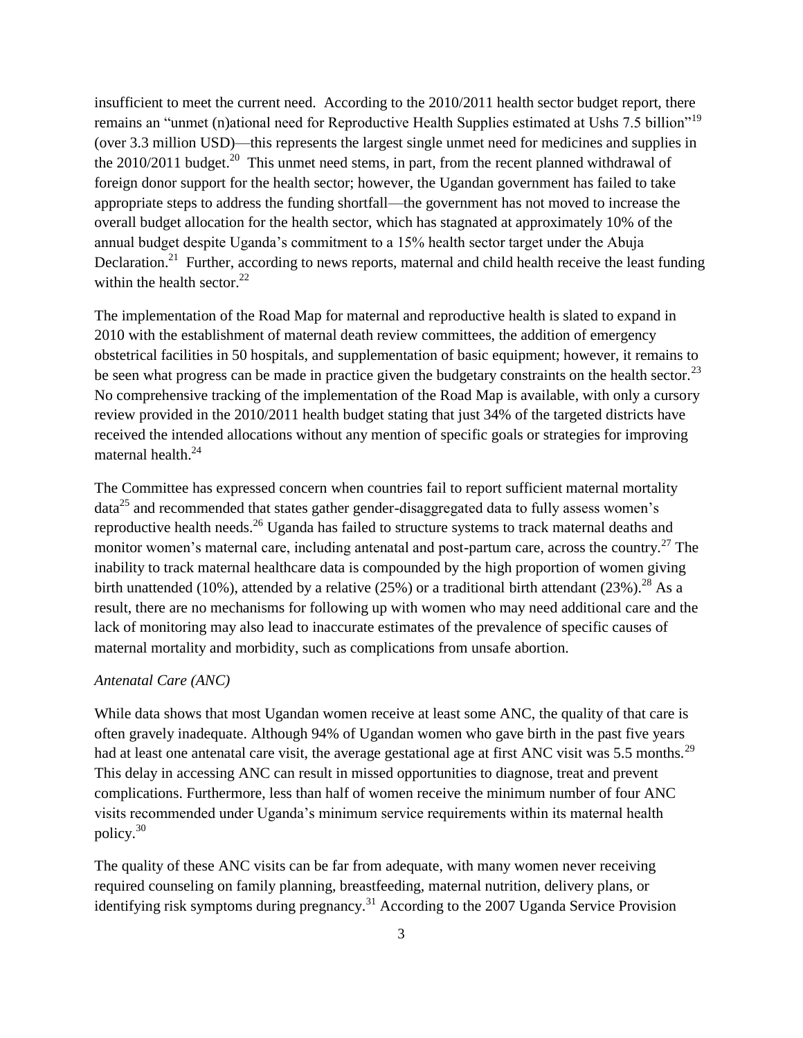insufficient to meet the current need. According to the 2010/2011 health sector budget report, there remains an "unmet (n)ational need for Reproductive Health Supplies estimated at Ushs 7.5 billion"[19] (over 3.3 million USD)—this represents the largest single unmet need for medicines and supplies in the 2010/2011 budget.[20] This unmet need stems, in part, from the recent planned withdrawal of foreign donor support for the health sector; however, the Ugandan government has failed to take appropriate steps to address the funding shortfall—the government has not moved to increase the overall budget allocation for the health sector, which has stagnated at approximately 10% of the annual budget despite Uganda's commitment to a 15% health sector target under the Abuja Declaration.[21] Further, according to news reports, maternal and child health receive the least funding within the health sector.[22]

The implementation of the Road Map for maternal and reproductive health is slated to expand in 2010 with the establishment of maternal death review committees, the addition of emergency obstetrical facilities in 50 hospitals, and supplementation of basic equipment; however, it remains to be seen what progress can be made in practice given the budgetary constraints on the health sector.[23] No comprehensive tracking of the implementation of the Road Map is available, with only a cursory review provided in the 2010/2011 health budget stating that just 34% of the targeted districts have received the intended allocations without any mention of specific goals or strategies for improving maternal health.[24]

The Committee has expressed concern when countries fail to report sufficient maternal mortality data[25] and recommended that states gather gender-disaggregated data to fully assess women's reproductive health needs.[26] Uganda has failed to structure systems to track maternal deaths and monitor women's maternal care, including antenatal and post-partum care, across the country.[27] The inability to track maternal healthcare data is compounded by the high proportion of women giving birth unattended (10%), attended by a relative (25%) or a traditional birth attendant (23%).[28] As a result, there are no mechanisms for following up with women who may need additional care and the lack of monitoring may also lead to inaccurate estimates of the prevalence of specific causes of maternal mortality and morbidity, such as complications from unsafe abortion.

*Antenatal Care (ANC)*

While data shows that most Ugandan women receive at least some ANC, the quality of that care is often gravely inadequate. Although 94% of Ugandan women who gave birth in the past five years had at least one antenatal care visit, the average gestational age at first ANC visit was 5.5 months.[29] This delay in accessing ANC can result in missed opportunities to diagnose, treat and prevent complications. Furthermore, less than half of women receive the minimum number of four ANC visits recommended under Uganda's minimum service requirements within its maternal health policy.[30]

The quality of these ANC visits can be far from adequate, with many women never receiving required counseling on family planning, breastfeeding, maternal nutrition, delivery plans, or identifying risk symptoms during pregnancy.[31] According to the 2007 Uganda Service Provision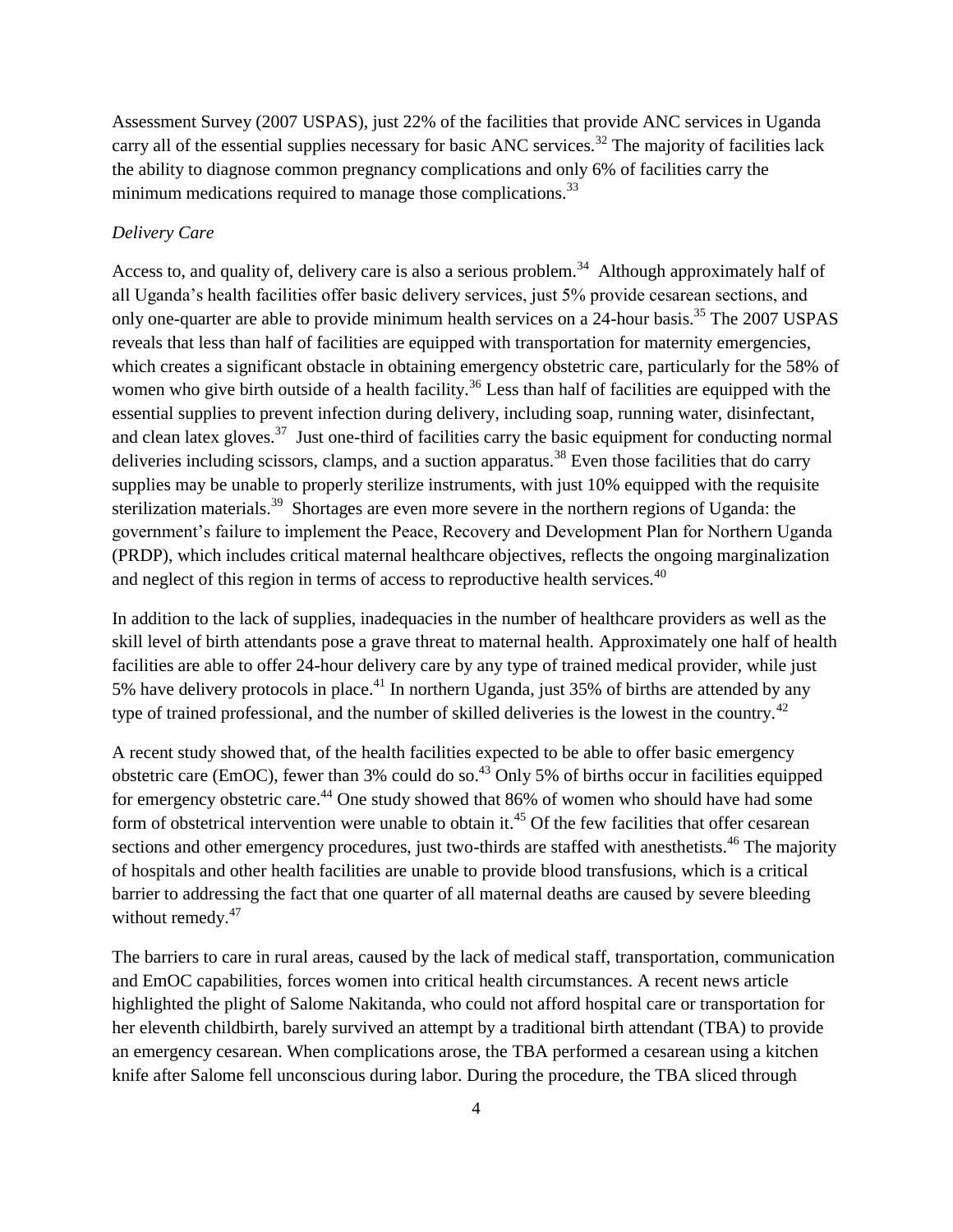Assessment Survey (2007 USPAS), just 22% of the facilities that provide ANC services in Uganda carry all of the essential supplies necessary for basic ANC services.[32] The majority of facilities lack the ability to diagnose common pregnancy complications and only 6% of facilities carry the minimum medications required to manage those complications.[33]

*Delivery Care*

Access to, and quality of, delivery care is also a serious problem.[34] Although approximately half of all Uganda's health facilities offer basic delivery services, just 5% provide cesarean sections, and only one-quarter are able to provide minimum health services on a 24-hour basis.[35] The 2007 USPAS reveals that less than half of facilities are equipped with transportation for maternity emergencies, which creates a significant obstacle in obtaining emergency obstetric care, particularly for the 58% of women who give birth outside of a health facility.[36] Less than half of facilities are equipped with the essential supplies to prevent infection during delivery, including soap, running water, disinfectant, and clean latex gloves.[37] Just one-third of facilities carry the basic equipment for conducting normal deliveries including scissors, clamps, and a suction apparatus.[38] Even those facilities that do carry supplies may be unable to properly sterilize instruments, with just 10% equipped with the requisite sterilization materials.[39] Shortages are even more severe in the northern regions of Uganda: the government's failure to implement the Peace, Recovery and Development Plan for Northern Uganda (PRDP), which includes critical maternal healthcare objectives, reflects the ongoing marginalization and neglect of this region in terms of access to reproductive health services.[40]

In addition to the lack of supplies, inadequacies in the number of healthcare providers as well as the skill level of birth attendants pose a grave threat to maternal health. Approximately one half of health facilities are able to offer 24-hour delivery care by any type of trained medical provider, while just 5% have delivery protocols in place.[41] In northern Uganda, just 35% of births are attended by any type of trained professional, and the number of skilled deliveries is the lowest in the country.[42]

A recent study showed that, of the health facilities expected to be able to offer basic emergency obstetric care (EmOC), fewer than 3% could do so.[43] Only 5% of births occur in facilities equipped for emergency obstetric care.[44] One study showed that 86% of women who should have had some form of obstetrical intervention were unable to obtain it.[45] Of the few facilities that offer cesarean sections and other emergency procedures, just two-thirds are staffed with anesthetists.[46] The majority of hospitals and other health facilities are unable to provide blood transfusions, which is a critical barrier to addressing the fact that one quarter of all maternal deaths are caused by severe bleeding without remedy.[47]

The barriers to care in rural areas, caused by the lack of medical staff, transportation, communication and EmOC capabilities, forces women into critical health circumstances. A recent news article highlighted the plight of Salome Nakitanda, who could not afford hospital care or transportation for her eleventh childbirth, barely survived an attempt by a traditional birth attendant (TBA) to provide an emergency cesarean. When complications arose, the TBA performed a cesarean using a kitchen knife after Salome fell unconscious during labor. During the procedure, the TBA sliced through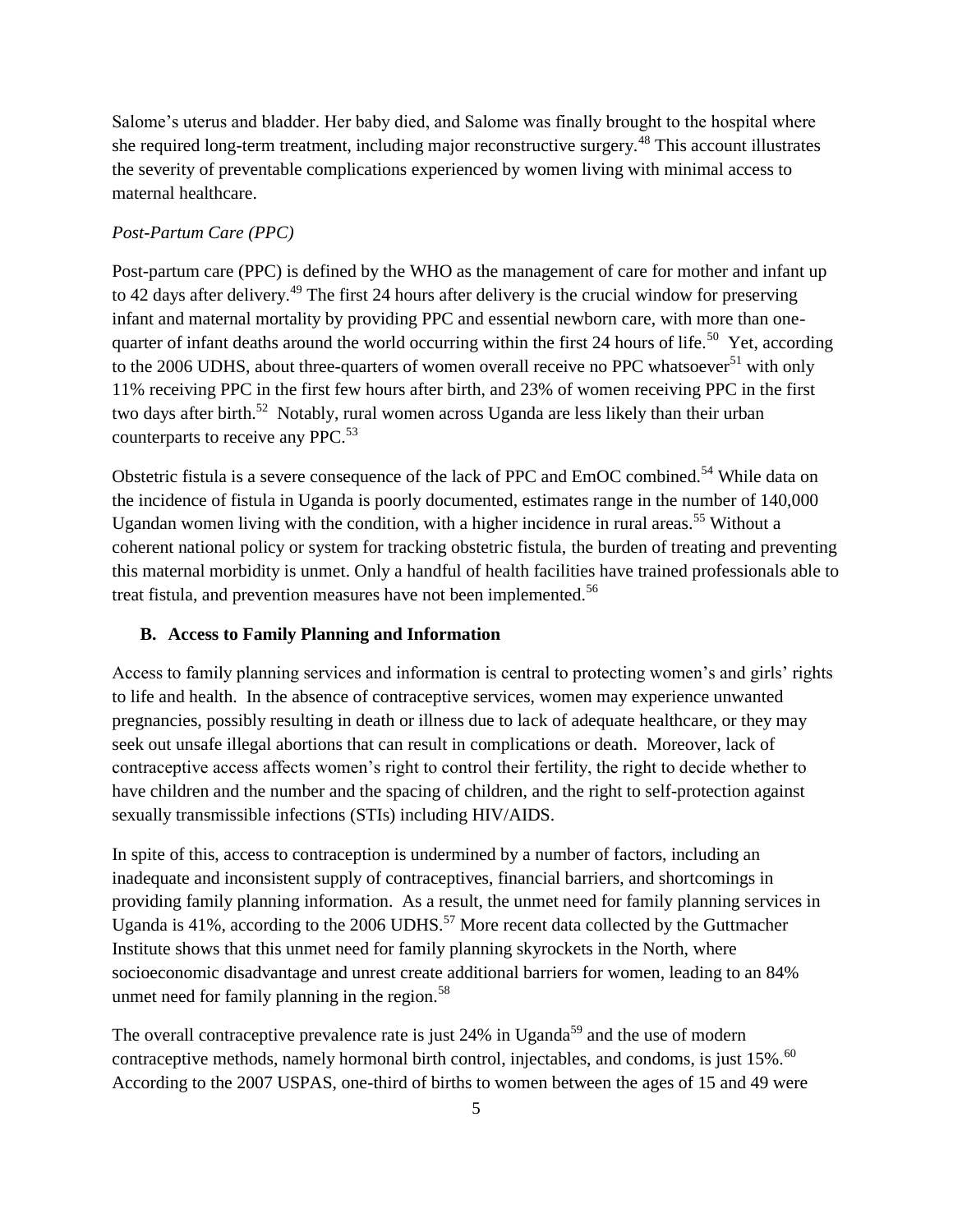Salome's uterus and bladder. Her baby died, and Salome was finally brought to the hospital where she required long-term treatment, including major reconstructive surgery.[48] This account illustrates the severity of preventable complications experienced by women living with minimal access to maternal healthcare.

*Post-Partum Care (PPC)*

Post-partum care (PPC) is defined by the WHO as the management of care for mother and infant up to 42 days after delivery.[49] The first 24 hours after delivery is the crucial window for preserving infant and maternal mortality by providing PPC and essential newborn care, with more than one-quarter of infant deaths around the world occurring within the first 24 hours of life.[50] Yet, according to the 2006 UDHS, about three-quarters of women overall receive no PPC whatsoever[51] with only 11% receiving PPC in the first few hours after birth, and 23% of women receiving PPC in the first two days after birth.[52] Notably, rural women across Uganda are less likely than their urban counterparts to receive any PPC.[53]

Obstetric fistula is a severe consequence of the lack of PPC and EmOC combined.[54] While data on the incidence of fistula in Uganda is poorly documented, estimates range in the number of 140,000 Ugandan women living with the condition, with a higher incidence in rural areas.[55] Without a coherent national policy or system for tracking obstetric fistula, the burden of treating and preventing this maternal morbidity is unmet. Only a handful of health facilities have trained professionals able to treat fistula, and prevention measures have not been implemented.[56]

### B. Access to Family Planning and Information

Access to family planning services and information is central to protecting women's and girls' rights to life and health. In the absence of contraceptive services, women may experience unwanted pregnancies, possibly resulting in death or illness due to lack of adequate healthcare, or they may seek out unsafe illegal abortions that can result in complications or death. Moreover, lack of contraceptive access affects women's right to control their fertility, the right to decide whether to have children and the number and the spacing of children, and the right to self-protection against sexually transmissible infections (STIs) including HIV/AIDS.

In spite of this, access to contraception is undermined by a number of factors, including an inadequate and inconsistent supply of contraceptives, financial barriers, and shortcomings in providing family planning information. As a result, the unmet need for family planning services in Uganda is 41%, according to the 2006 UDHS.[57] More recent data collected by the Guttmacher Institute shows that this unmet need for family planning skyrockets in the North, where socioeconomic disadvantage and unrest create additional barriers for women, leading to an 84% unmet need for family planning in the region.[58]

The overall contraceptive prevalence rate is just 24% in Uganda[59] and the use of modern contraceptive methods, namely hormonal birth control, injectables, and condoms, is just 15%.[60] According to the 2007 USPAS, one-third of births to women between the ages of 15 and 49 were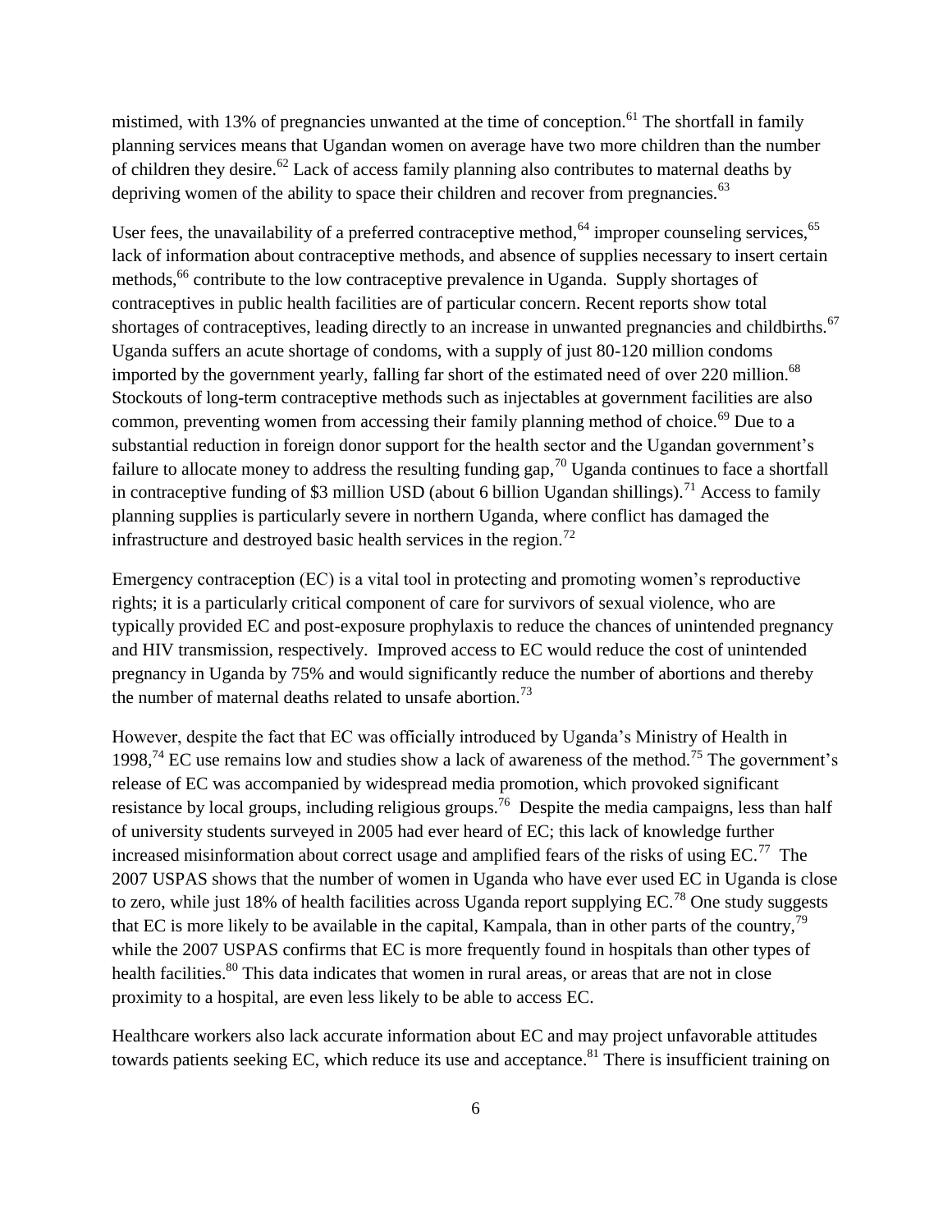mistimed, with 13% of pregnancies unwanted at the time of conception.[61] The shortfall in family planning services means that Ugandan women on average have two more children than the number of children they desire.[62] Lack of access family planning also contributes to maternal deaths by depriving women of the ability to space their children and recover from pregnancies.[63]

User fees, the unavailability of a preferred contraceptive method,[64] improper counseling services,[65] lack of information about contraceptive methods, and absence of supplies necessary to insert certain methods,[66] contribute to the low contraceptive prevalence in Uganda. Supply shortages of contraceptives in public health facilities are of particular concern. Recent reports show total shortages of contraceptives, leading directly to an increase in unwanted pregnancies and childbirths.[67] Uganda suffers an acute shortage of condoms, with a supply of just 80-120 million condoms imported by the government yearly, falling far short of the estimated need of over 220 million.[68] Stockouts of long-term contraceptive methods such as injectables at government facilities are also common, preventing women from accessing their family planning method of choice.[69] Due to a substantial reduction in foreign donor support for the health sector and the Ugandan government's failure to allocate money to address the resulting funding gap,[70] Uganda continues to face a shortfall in contraceptive funding of $3 million USD (about 6 billion Ugandan shillings).[71] Access to family planning supplies is particularly severe in northern Uganda, where conflict has damaged the infrastructure and destroyed basic health services in the region.[72]

Emergency contraception (EC) is a vital tool in protecting and promoting women's reproductive rights; it is a particularly critical component of care for survivors of sexual violence, who are typically provided EC and post-exposure prophylaxis to reduce the chances of unintended pregnancy and HIV transmission, respectively. Improved access to EC would reduce the cost of unintended pregnancy in Uganda by 75% and would significantly reduce the number of abortions and thereby the number of maternal deaths related to unsafe abortion.[73]

However, despite the fact that EC was officially introduced by Uganda's Ministry of Health in 1998,[74] EC use remains low and studies show a lack of awareness of the method.[75] The government's release of EC was accompanied by widespread media promotion, which provoked significant resistance by local groups, including religious groups.[76] Despite the media campaigns, less than half of university students surveyed in 2005 had ever heard of EC; this lack of knowledge further increased misinformation about correct usage and amplified fears of the risks of using EC.[77] The 2007 USPAS shows that the number of women in Uganda who have ever used EC in Uganda is close to zero, while just 18% of health facilities across Uganda report supplying EC.[78] One study suggests that EC is more likely to be available in the capital, Kampala, than in other parts of the country,[79] while the 2007 USPAS confirms that EC is more frequently found in hospitals than other types of health facilities.[80] This data indicates that women in rural areas, or areas that are not in close proximity to a hospital, are even less likely to be able to access EC.

Healthcare workers also lack accurate information about EC and may project unfavorable attitudes towards patients seeking EC, which reduce its use and acceptance.[81] There is insufficient training on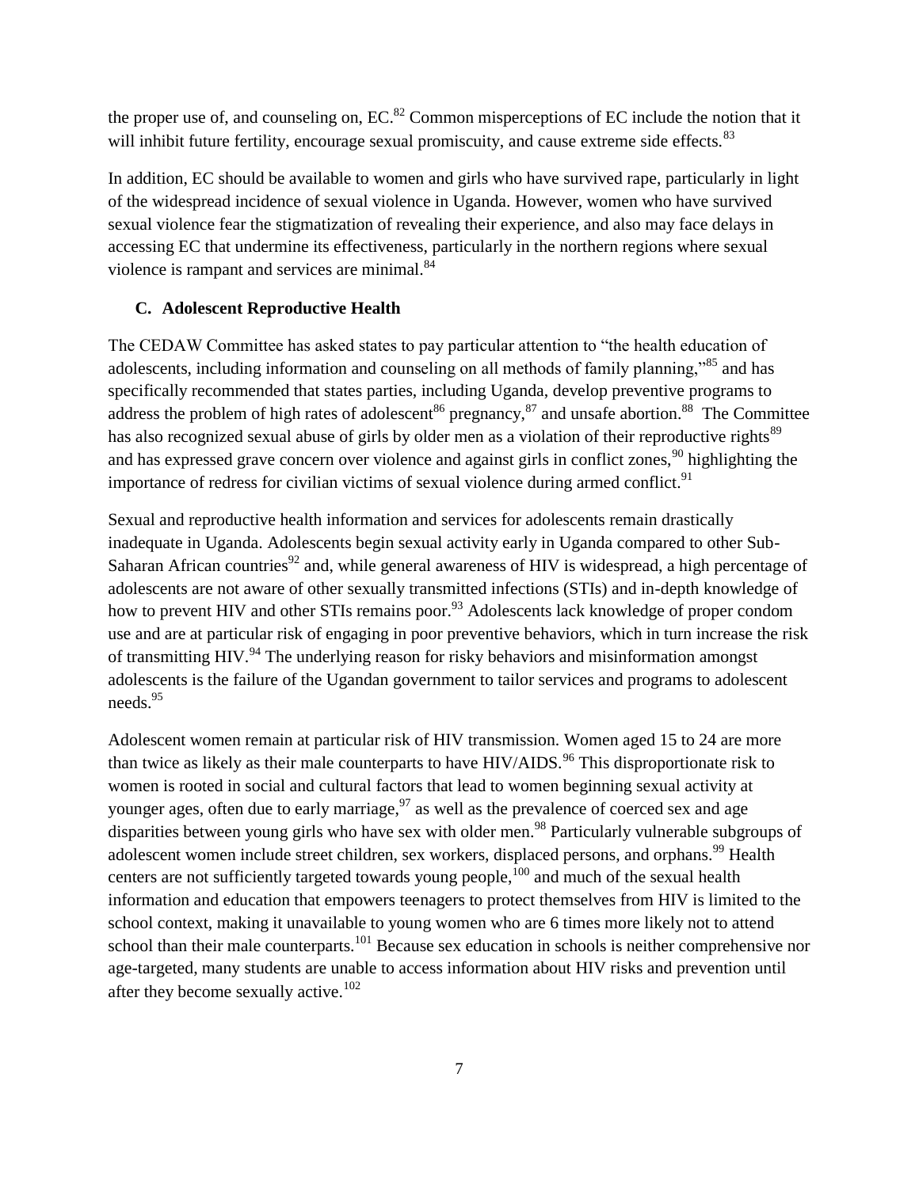the proper use of, and counseling on, EC.[82] Common misperceptions of EC include the notion that it will inhibit future fertility, encourage sexual promiscuity, and cause extreme side effects.[83]

In addition, EC should be available to women and girls who have survived rape, particularly in light of the widespread incidence of sexual violence in Uganda. However, women who have survived sexual violence fear the stigmatization of revealing their experience, and also may face delays in accessing EC that undermine its effectiveness, particularly in the northern regions where sexual violence is rampant and services are minimal.[84]

### C. Adolescent Reproductive Health

The CEDAW Committee has asked states to pay particular attention to "the health education of adolescents, including information and counseling on all methods of family planning,"[85] and has specifically recommended that states parties, including Uganda, develop preventive programs to address the problem of high rates of adolescent[86] pregnancy,[87] and unsafe abortion.[88] The Committee has also recognized sexual abuse of girls by older men as a violation of their reproductive rights[89] and has expressed grave concern over violence and against girls in conflict zones,[90] highlighting the importance of redress for civilian victims of sexual violence during armed conflict.[91]

Sexual and reproductive health information and services for adolescents remain drastically inadequate in Uganda. Adolescents begin sexual activity early in Uganda compared to other Sub-Saharan African countries[92] and, while general awareness of HIV is widespread, a high percentage of adolescents are not aware of other sexually transmitted infections (STIs) and in-depth knowledge of how to prevent HIV and other STIs remains poor.[93] Adolescents lack knowledge of proper condom use and are at particular risk of engaging in poor preventive behaviors, which in turn increase the risk of transmitting HIV.[94] The underlying reason for risky behaviors and misinformation amongst adolescents is the failure of the Ugandan government to tailor services and programs to adolescent needs.[95]

Adolescent women remain at particular risk of HIV transmission. Women aged 15 to 24 are more than twice as likely as their male counterparts to have HIV/AIDS.[96] This disproportionate risk to women is rooted in social and cultural factors that lead to women beginning sexual activity at younger ages, often due to early marriage,[97] as well as the prevalence of coerced sex and age disparities between young girls who have sex with older men.[98] Particularly vulnerable subgroups of adolescent women include street children, sex workers, displaced persons, and orphans.[99] Health centers are not sufficiently targeted towards young people,[100] and much of the sexual health information and education that empowers teenagers to protect themselves from HIV is limited to the school context, making it unavailable to young women who are 6 times more likely not to attend school than their male counterparts.[101] Because sex education in schools is neither comprehensive nor age-targeted, many students are unable to access information about HIV risks and prevention until after they become sexually active.[102]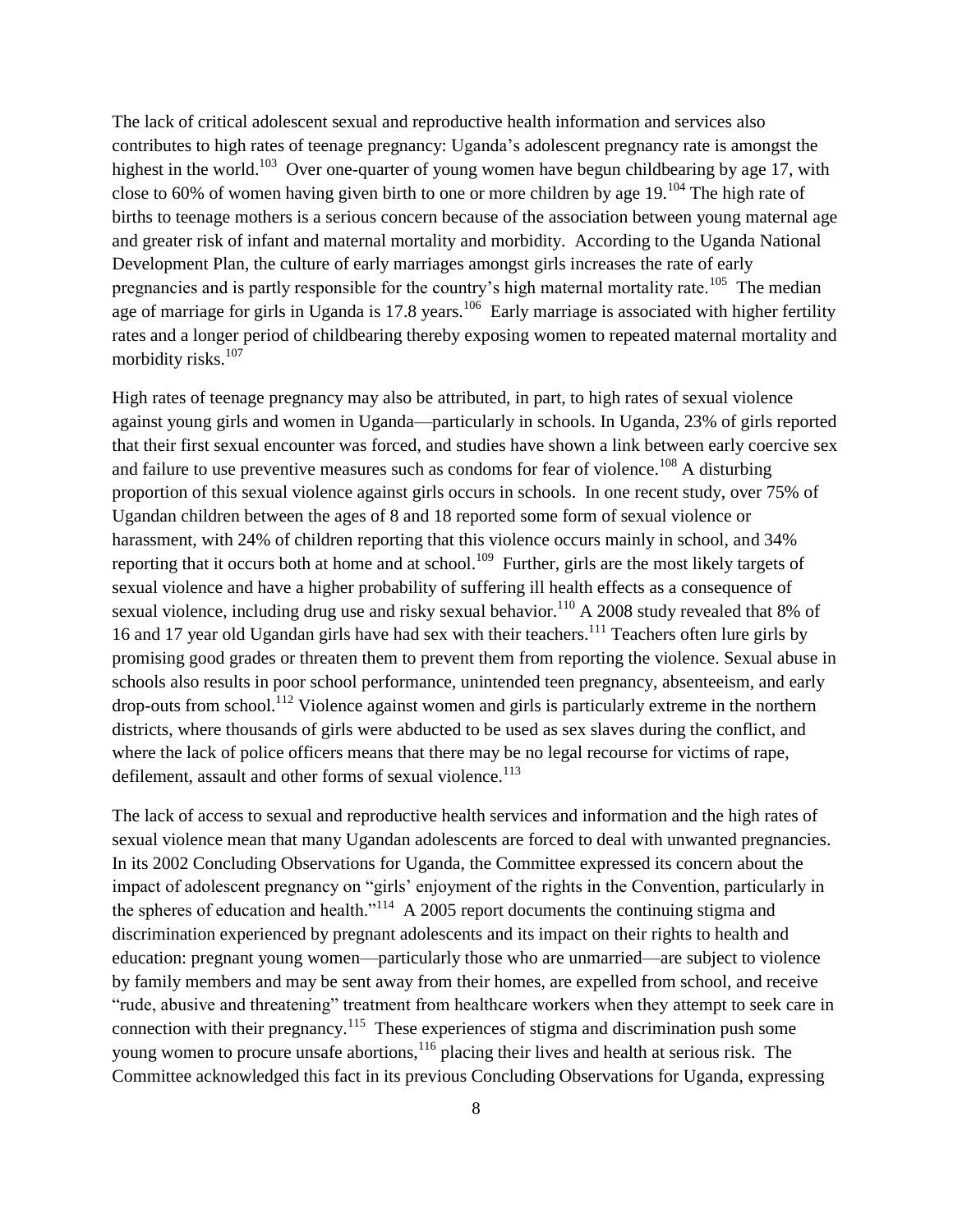The lack of critical adolescent sexual and reproductive health information and services also contributes to high rates of teenage pregnancy: Uganda's adolescent pregnancy rate is amongst the highest in the world.[103] Over one-quarter of young women have begun childbearing by age 17, with close to 60% of women having given birth to one or more children by age 19.[104] The high rate of births to teenage mothers is a serious concern because of the association between young maternal age and greater risk of infant and maternal mortality and morbidity. According to the Uganda National Development Plan, the culture of early marriages amongst girls increases the rate of early pregnancies and is partly responsible for the country's high maternal mortality rate.[105] The median age of marriage for girls in Uganda is 17.8 years.[106] Early marriage is associated with higher fertility rates and a longer period of childbearing thereby exposing women to repeated maternal mortality and morbidity risks.[107]

High rates of teenage pregnancy may also be attributed, in part, to high rates of sexual violence against young girls and women in Uganda—particularly in schools. In Uganda, 23% of girls reported that their first sexual encounter was forced, and studies have shown a link between early coercive sex and failure to use preventive measures such as condoms for fear of violence.[108] A disturbing proportion of this sexual violence against girls occurs in schools. In one recent study, over 75% of Ugandan children between the ages of 8 and 18 reported some form of sexual violence or harassment, with 24% of children reporting that this violence occurs mainly in school, and 34% reporting that it occurs both at home and at school.[109] Further, girls are the most likely targets of sexual violence and have a higher probability of suffering ill health effects as a consequence of sexual violence, including drug use and risky sexual behavior.[110] A 2008 study revealed that 8% of 16 and 17 year old Ugandan girls have had sex with their teachers.[111] Teachers often lure girls by promising good grades or threaten them to prevent them from reporting the violence. Sexual abuse in schools also results in poor school performance, unintended teen pregnancy, absenteeism, and early drop-outs from school.[112] Violence against women and girls is particularly extreme in the northern districts, where thousands of girls were abducted to be used as sex slaves during the conflict, and where the lack of police officers means that there may be no legal recourse for victims of rape, defilement, assault and other forms of sexual violence.[113]

The lack of access to sexual and reproductive health services and information and the high rates of sexual violence mean that many Ugandan adolescents are forced to deal with unwanted pregnancies. In its 2002 Concluding Observations for Uganda, the Committee expressed its concern about the impact of adolescent pregnancy on "girls' enjoyment of the rights in the Convention, particularly in the spheres of education and health."[114] A 2005 report documents the continuing stigma and discrimination experienced by pregnant adolescents and its impact on their rights to health and education: pregnant young women—particularly those who are unmarried—are subject to violence by family members and may be sent away from their homes, are expelled from school, and receive "rude, abusive and threatening" treatment from healthcare workers when they attempt to seek care in connection with their pregnancy.[115] These experiences of stigma and discrimination push some young women to procure unsafe abortions,[116] placing their lives and health at serious risk. The Committee acknowledged this fact in its previous Concluding Observations for Uganda, expressing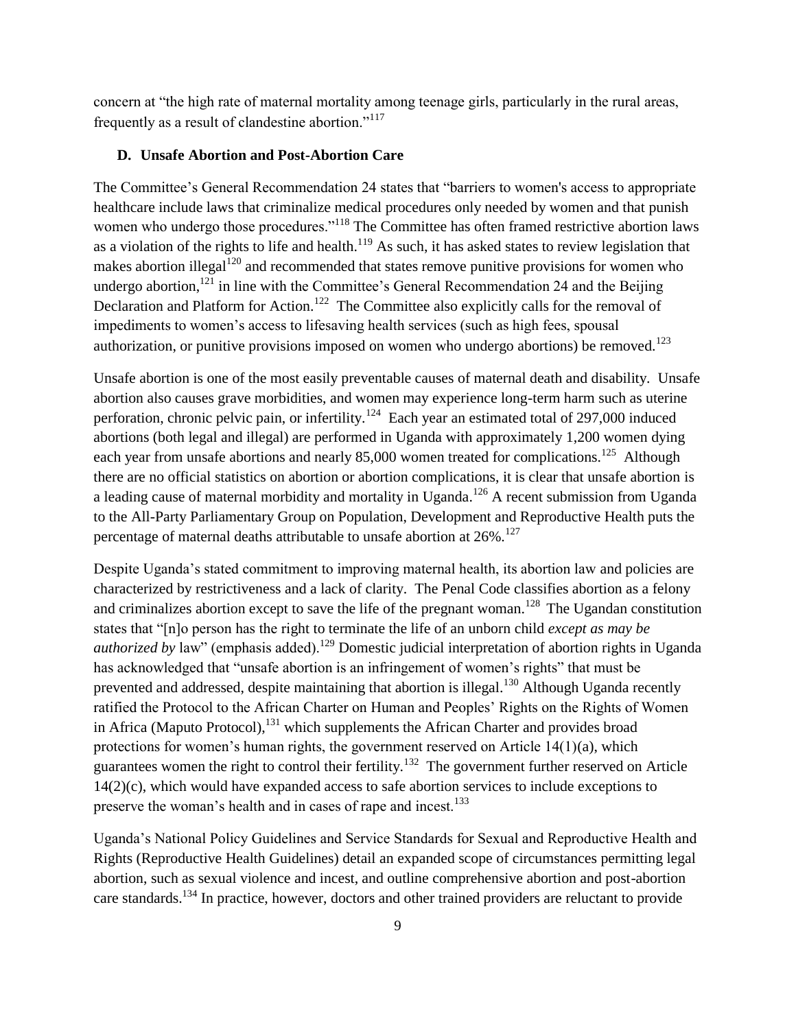concern at "the high rate of maternal mortality among teenage girls, particularly in the rural areas, frequently as a result of clandestine abortion."[117]

### D. Unsafe Abortion and Post-Abortion Care

The Committee's General Recommendation 24 states that "barriers to women's access to appropriate healthcare include laws that criminalize medical procedures only needed by women and that punish women who undergo those procedures."[118] The Committee has often framed restrictive abortion laws as a violation of the rights to life and health.[119] As such, it has asked states to review legislation that makes abortion illegal[120] and recommended that states remove punitive provisions for women who undergo abortion,[121] in line with the Committee's General Recommendation 24 and the Beijing Declaration and Platform for Action.[122] The Committee also explicitly calls for the removal of impediments to women's access to lifesaving health services (such as high fees, spousal authorization, or punitive provisions imposed on women who undergo abortions) be removed.[123]

Unsafe abortion is one of the most easily preventable causes of maternal death and disability. Unsafe abortion also causes grave morbidities, and women may experience long-term harm such as uterine perforation, chronic pelvic pain, or infertility.[124] Each year an estimated total of 297,000 induced abortions (both legal and illegal) are performed in Uganda with approximately 1,200 women dying each year from unsafe abortions and nearly 85,000 women treated for complications.[125] Although there are no official statistics on abortion or abortion complications, it is clear that unsafe abortion is a leading cause of maternal morbidity and mortality in Uganda.[126] A recent submission from Uganda to the All-Party Parliamentary Group on Population, Development and Reproductive Health puts the percentage of maternal deaths attributable to unsafe abortion at 26%.[127]

Despite Uganda's stated commitment to improving maternal health, its abortion law and policies are characterized by restrictiveness and a lack of clarity. The Penal Code classifies abortion as a felony and criminalizes abortion except to save the life of the pregnant woman.[128] The Ugandan constitution states that "[n]o person has the right to terminate the life of an unborn child *except as may be authorized by* law" (emphasis added).[129] Domestic judicial interpretation of abortion rights in Uganda has acknowledged that "unsafe abortion is an infringement of women's rights" that must be prevented and addressed, despite maintaining that abortion is illegal.[130] Although Uganda recently ratified the Protocol to the African Charter on Human and Peoples' Rights on the Rights of Women in Africa (Maputo Protocol),[131] which supplements the African Charter and provides broad protections for women's human rights, the government reserved on Article 14(1)(a), which guarantees women the right to control their fertility.[132] The government further reserved on Article 14(2)(c), which would have expanded access to safe abortion services to include exceptions to preserve the woman's health and in cases of rape and incest.[133]

Uganda's National Policy Guidelines and Service Standards for Sexual and Reproductive Health and Rights (Reproductive Health Guidelines) detail an expanded scope of circumstances permitting legal abortion, such as sexual violence and incest, and outline comprehensive abortion and post-abortion care standards.[134] In practice, however, doctors and other trained providers are reluctant to provide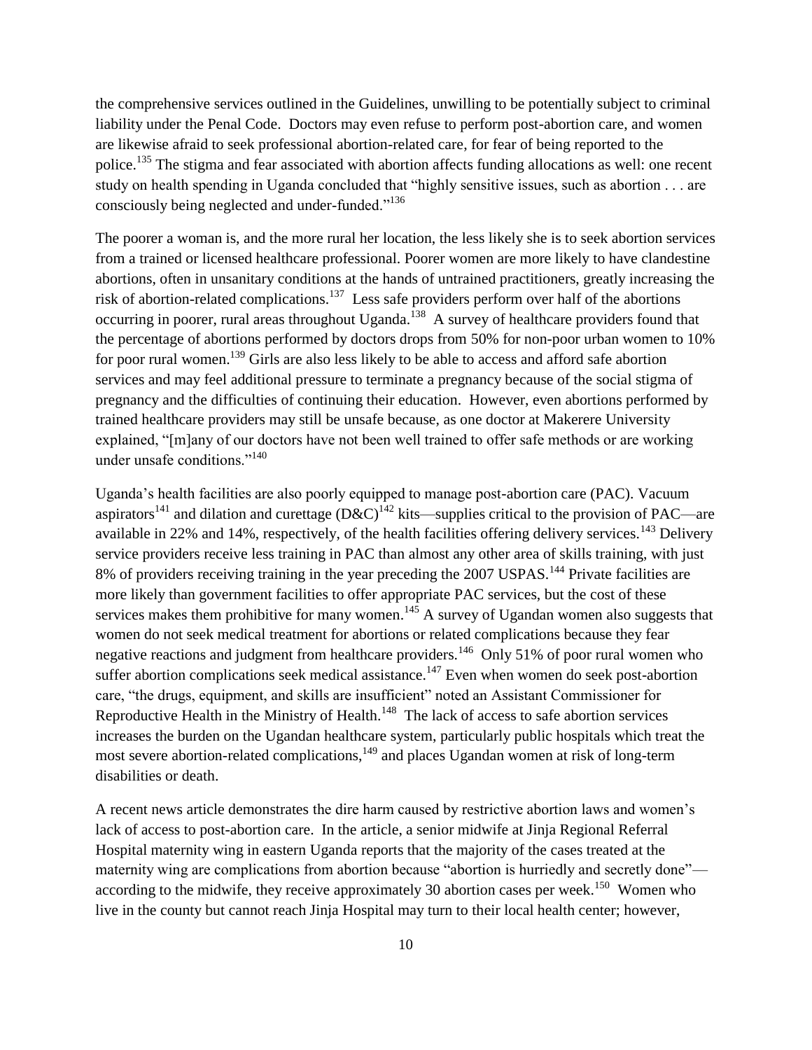the comprehensive services outlined in the Guidelines, unwilling to be potentially subject to criminal liability under the Penal Code. Doctors may even refuse to perform post-abortion care, and women are likewise afraid to seek professional abortion-related care, for fear of being reported to the police.[135] The stigma and fear associated with abortion affects funding allocations as well: one recent study on health spending in Uganda concluded that "highly sensitive issues, such as abortion . . . are consciously being neglected and under-funded."[136]

The poorer a woman is, and the more rural her location, the less likely she is to seek abortion services from a trained or licensed healthcare professional. Poorer women are more likely to have clandestine abortions, often in unsanitary conditions at the hands of untrained practitioners, greatly increasing the risk of abortion-related complications.[137] Less safe providers perform over half of the abortions occurring in poorer, rural areas throughout Uganda.[138] A survey of healthcare providers found that the percentage of abortions performed by doctors drops from 50% for non-poor urban women to 10% for poor rural women.[139] Girls are also less likely to be able to access and afford safe abortion services and may feel additional pressure to terminate a pregnancy because of the social stigma of pregnancy and the difficulties of continuing their education. However, even abortions performed by trained healthcare providers may still be unsafe because, as one doctor at Makerere University explained, "[m]any of our doctors have not been well trained to offer safe methods or are working under unsafe conditions."[140]

Uganda's health facilities are also poorly equipped to manage post-abortion care (PAC). Vacuum aspirators[141] and dilation and curettage (D&C)[142] kits—supplies critical to the provision of PAC—are available in 22% and 14%, respectively, of the health facilities offering delivery services.[143] Delivery service providers receive less training in PAC than almost any other area of skills training, with just 8% of providers receiving training in the year preceding the 2007 USPAS.[144] Private facilities are more likely than government facilities to offer appropriate PAC services, but the cost of these services makes them prohibitive for many women.[145] A survey of Ugandan women also suggests that women do not seek medical treatment for abortions or related complications because they fear negative reactions and judgment from healthcare providers.[146] Only 51% of poor rural women who suffer abortion complications seek medical assistance.[147] Even when women do seek post-abortion care, "the drugs, equipment, and skills are insufficient" noted an Assistant Commissioner for Reproductive Health in the Ministry of Health.[148] The lack of access to safe abortion services increases the burden on the Ugandan healthcare system, particularly public hospitals which treat the most severe abortion-related complications,[149] and places Ugandan women at risk of long-term disabilities or death.

A recent news article demonstrates the dire harm caused by restrictive abortion laws and women's lack of access to post-abortion care. In the article, a senior midwife at Jinja Regional Referral Hospital maternity wing in eastern Uganda reports that the majority of the cases treated at the maternity wing are complications from abortion because "abortion is hurriedly and secretly done"—according to the midwife, they receive approximately 30 abortion cases per week.[150] Women who live in the county but cannot reach Jinja Hospital may turn to their local health center; however,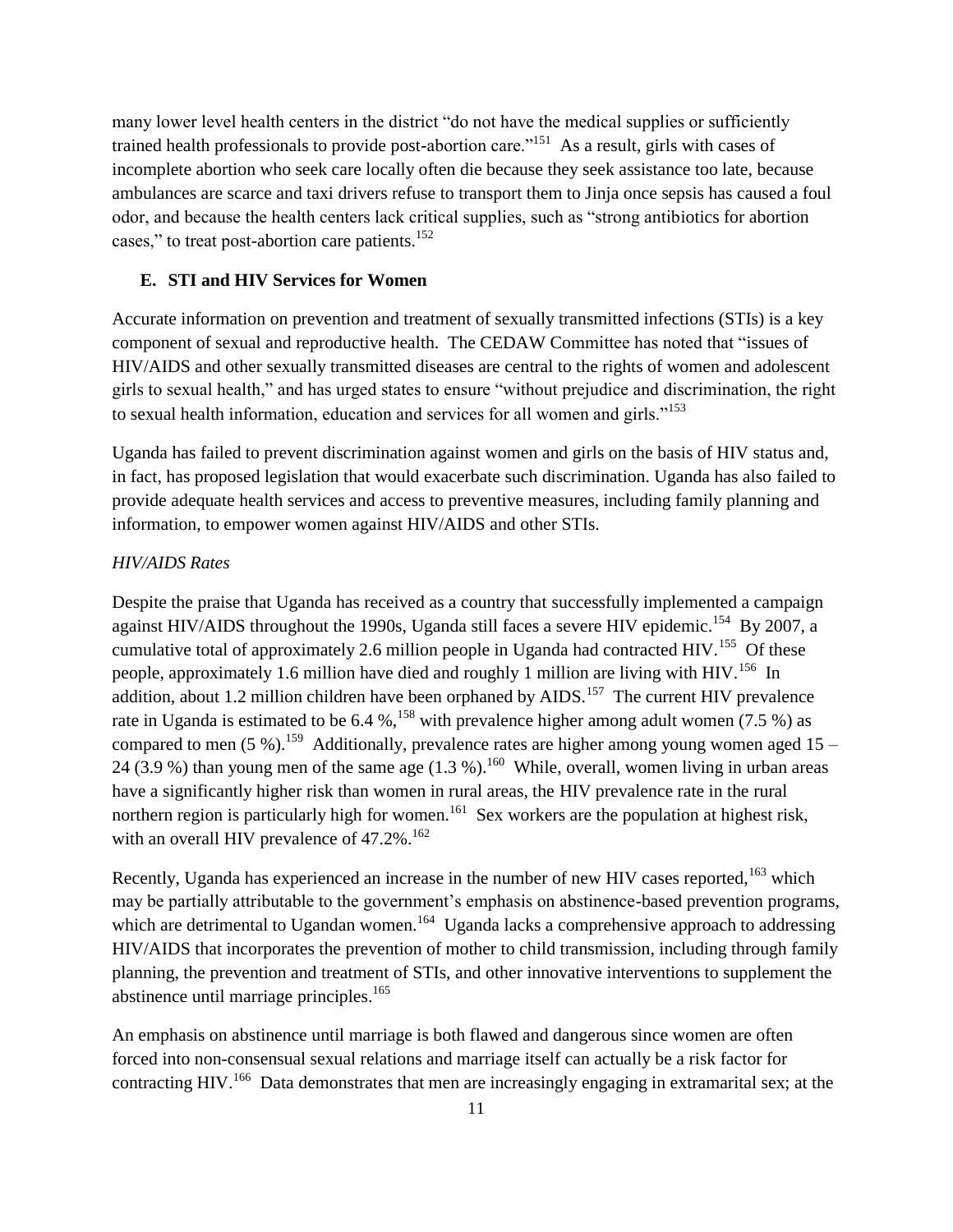many lower level health centers in the district "do not have the medical supplies or sufficiently trained health professionals to provide post-abortion care."[151] As a result, girls with cases of incomplete abortion who seek care locally often die because they seek assistance too late, because ambulances are scarce and taxi drivers refuse to transport them to Jinja once sepsis has caused a foul odor, and because the health centers lack critical supplies, such as "strong antibiotics for abortion cases," to treat post-abortion care patients.[152]

### E. STI and HIV Services for Women

Accurate information on prevention and treatment of sexually transmitted infections (STIs) is a key component of sexual and reproductive health. The CEDAW Committee has noted that "issues of HIV/AIDS and other sexually transmitted diseases are central to the rights of women and adolescent girls to sexual health," and has urged states to ensure "without prejudice and discrimination, the right to sexual health information, education and services for all women and girls."[153]

Uganda has failed to prevent discrimination against women and girls on the basis of HIV status and, in fact, has proposed legislation that would exacerbate such discrimination. Uganda has also failed to provide adequate health services and access to preventive measures, including family planning and information, to empower women against HIV/AIDS and other STIs.

*HIV/AIDS Rates*

Despite the praise that Uganda has received as a country that successfully implemented a campaign against HIV/AIDS throughout the 1990s, Uganda still faces a severe HIV epidemic.[154] By 2007, a cumulative total of approximately 2.6 million people in Uganda had contracted HIV.[155] Of these people, approximately 1.6 million have died and roughly 1 million are living with HIV.[156] In addition, about 1.2 million children have been orphaned by AIDS.[157] The current HIV prevalence rate in Uganda is estimated to be 6.4 %,[158] with prevalence higher among adult women (7.5 %) as compared to men (5 %).[159] Additionally, prevalence rates are higher among young women aged 15 – 24 (3.9 %) than young men of the same age (1.3 %).[160] While, overall, women living in urban areas have a significantly higher risk than women in rural areas, the HIV prevalence rate in the rural northern region is particularly high for women.[161] Sex workers are the population at highest risk, with an overall HIV prevalence of 47.2%.[162]

Recently, Uganda has experienced an increase in the number of new HIV cases reported,[163] which may be partially attributable to the government's emphasis on abstinence-based prevention programs, which are detrimental to Ugandan women.[164] Uganda lacks a comprehensive approach to addressing HIV/AIDS that incorporates the prevention of mother to child transmission, including through family planning, the prevention and treatment of STIs, and other innovative interventions to supplement the abstinence until marriage principles.[165]

An emphasis on abstinence until marriage is both flawed and dangerous since women are often forced into non-consensual sexual relations and marriage itself can actually be a risk factor for contracting HIV.[166] Data demonstrates that men are increasingly engaging in extramarital sex; at the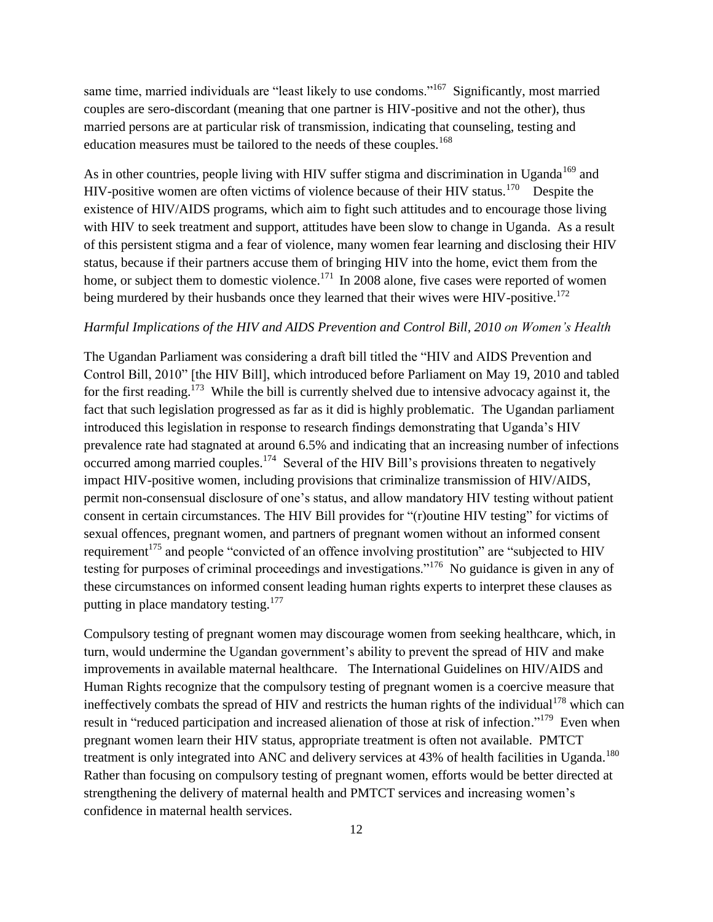same time, married individuals are "least likely to use condoms."[167] Significantly, most married couples are sero-discordant (meaning that one partner is HIV-positive and not the other), thus married persons are at particular risk of transmission, indicating that counseling, testing and education measures must be tailored to the needs of these couples.[168]

As in other countries, people living with HIV suffer stigma and discrimination in Uganda[169] and HIV-positive women are often victims of violence because of their HIV status.[170] Despite the existence of HIV/AIDS programs, which aim to fight such attitudes and to encourage those living with HIV to seek treatment and support, attitudes have been slow to change in Uganda. As a result of this persistent stigma and a fear of violence, many women fear learning and disclosing their HIV status, because if their partners accuse them of bringing HIV into the home, evict them from the home, or subject them to domestic violence.[171] In 2008 alone, five cases were reported of women being murdered by their husbands once they learned that their wives were HIV-positive.[172]

*Harmful Implications of the HIV and AIDS Prevention and Control Bill, 2010 on Women's Health*

The Ugandan Parliament was considering a draft bill titled the "HIV and AIDS Prevention and Control Bill, 2010" [the HIV Bill], which introduced before Parliament on May 19, 2010 and tabled for the first reading.[173] While the bill is currently shelved due to intensive advocacy against it, the fact that such legislation progressed as far as it did is highly problematic. The Ugandan parliament introduced this legislation in response to research findings demonstrating that Uganda's HIV prevalence rate had stagnated at around 6.5% and indicating that an increasing number of infections occurred among married couples.[174] Several of the HIV Bill's provisions threaten to negatively impact HIV-positive women, including provisions that criminalize transmission of HIV/AIDS, permit non-consensual disclosure of one's status, and allow mandatory HIV testing without patient consent in certain circumstances. The HIV Bill provides for "(r)outine HIV testing" for victims of sexual offences, pregnant women, and partners of pregnant women without an informed consent requirement[175] and people "convicted of an offence involving prostitution" are "subjected to HIV testing for purposes of criminal proceedings and investigations."[176] No guidance is given in any of these circumstances on informed consent leading human rights experts to interpret these clauses as putting in place mandatory testing.[177]

Compulsory testing of pregnant women may discourage women from seeking healthcare, which, in turn, would undermine the Ugandan government's ability to prevent the spread of HIV and make improvements in available maternal healthcare. The International Guidelines on HIV/AIDS and Human Rights recognize that the compulsory testing of pregnant women is a coercive measure that ineffectively combats the spread of HIV and restricts the human rights of the individual[178] which can result in "reduced participation and increased alienation of those at risk of infection."[179] Even when pregnant women learn their HIV status, appropriate treatment is often not available. PMTCT treatment is only integrated into ANC and delivery services at 43% of health facilities in Uganda.[180] Rather than focusing on compulsory testing of pregnant women, efforts would be better directed at strengthening the delivery of maternal health and PMTCT services and increasing women's confidence in maternal health services.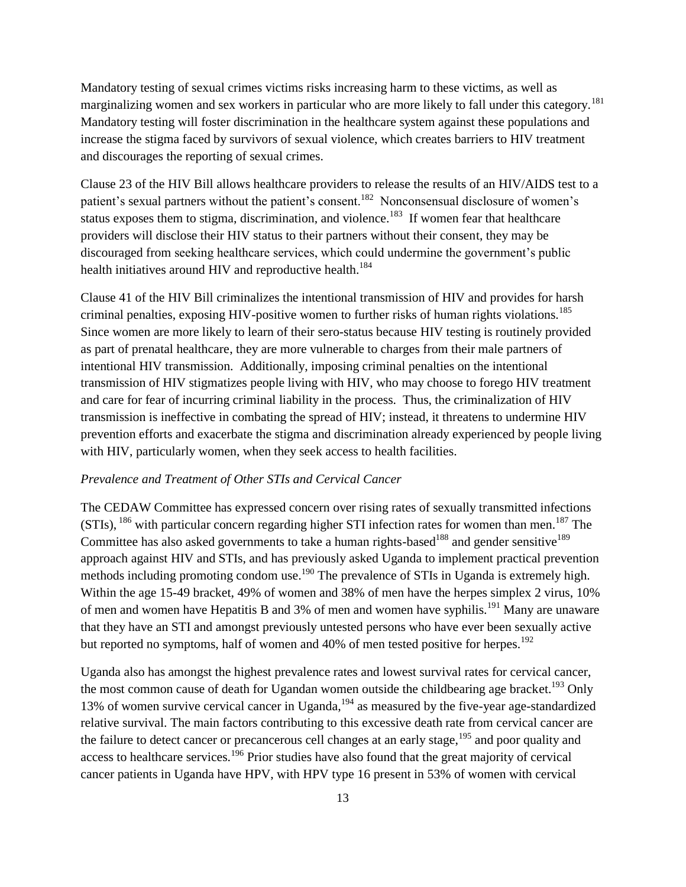Mandatory testing of sexual crimes victims risks increasing harm to these victims, as well as marginalizing women and sex workers in particular who are more likely to fall under this category.[181] Mandatory testing will foster discrimination in the healthcare system against these populations and increase the stigma faced by survivors of sexual violence, which creates barriers to HIV treatment and discourages the reporting of sexual crimes.

Clause 23 of the HIV Bill allows healthcare providers to release the results of an HIV/AIDS test to a patient's sexual partners without the patient's consent.[182] Nonconsensual disclosure of women's status exposes them to stigma, discrimination, and violence.[183] If women fear that healthcare providers will disclose their HIV status to their partners without their consent, they may be discouraged from seeking healthcare services, which could undermine the government's public health initiatives around HIV and reproductive health.[184]

Clause 41 of the HIV Bill criminalizes the intentional transmission of HIV and provides for harsh criminal penalties, exposing HIV-positive women to further risks of human rights violations.[185] Since women are more likely to learn of their sero-status because HIV testing is routinely provided as part of prenatal healthcare, they are more vulnerable to charges from their male partners of intentional HIV transmission. Additionally, imposing criminal penalties on the intentional transmission of HIV stigmatizes people living with HIV, who may choose to forego HIV treatment and care for fear of incurring criminal liability in the process. Thus, the criminalization of HIV transmission is ineffective in combating the spread of HIV; instead, it threatens to undermine HIV prevention efforts and exacerbate the stigma and discrimination already experienced by people living with HIV, particularly women, when they seek access to health facilities.

*Prevalence and Treatment of Other STIs and Cervical Cancer*

The CEDAW Committee has expressed concern over rising rates of sexually transmitted infections (STIs), [186] with particular concern regarding higher STI infection rates for women than men.[187] The Committee has also asked governments to take a human rights-based[188] and gender sensitive[189] approach against HIV and STIs, and has previously asked Uganda to implement practical prevention methods including promoting condom use.[190] The prevalence of STIs in Uganda is extremely high. Within the age 15-49 bracket, 49% of women and 38% of men have the herpes simplex 2 virus, 10% of men and women have Hepatitis B and 3% of men and women have syphilis.[191] Many are unaware that they have an STI and amongst previously untested persons who have ever been sexually active but reported no symptoms, half of women and 40% of men tested positive for herpes.[192]

Uganda also has amongst the highest prevalence rates and lowest survival rates for cervical cancer, the most common cause of death for Ugandan women outside the childbearing age bracket.[193] Only 13% of women survive cervical cancer in Uganda,[194] as measured by the five-year age-standardized relative survival. The main factors contributing to this excessive death rate from cervical cancer are the failure to detect cancer or precancerous cell changes at an early stage,[195] and poor quality and access to healthcare services.[196] Prior studies have also found that the great majority of cervical cancer patients in Uganda have HPV, with HPV type 16 present in 53% of women with cervical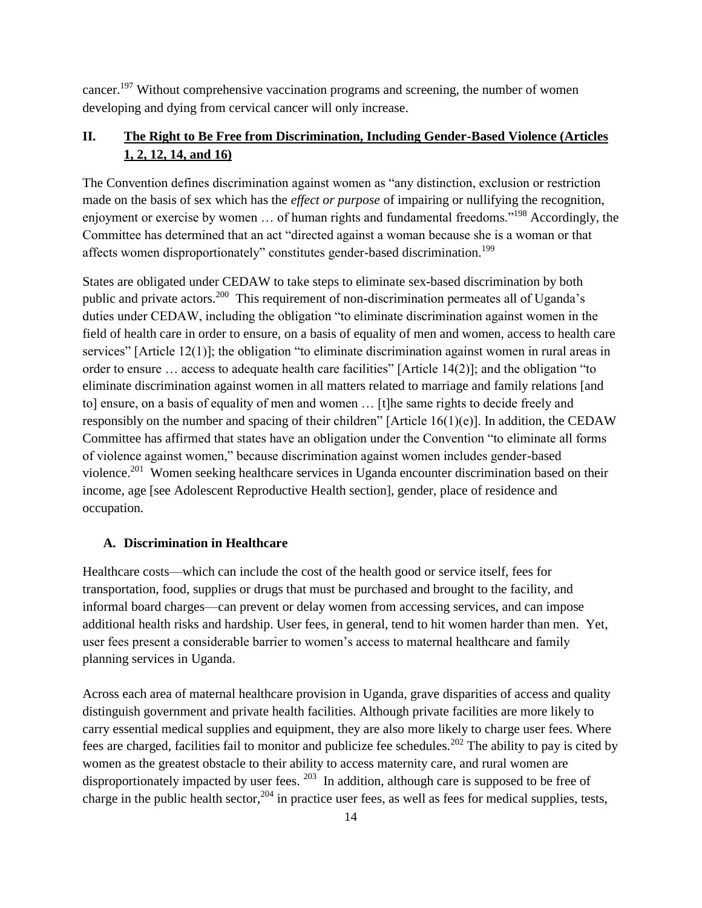cancer.[197] Without comprehensive vaccination programs and screening, the number of women developing and dying from cervical cancer will only increase.

## II. The Right to Be Free from Discrimination, Including Gender-Based Violence (Articles 1, 2, 12, 14, and 16)

The Convention defines discrimination against women as "any distinction, exclusion or restriction made on the basis of sex which has the *effect or purpose* of impairing or nullifying the recognition, enjoyment or exercise by women … of human rights and fundamental freedoms."[198] Accordingly, the Committee has determined that an act "directed against a woman because she is a woman or that affects women disproportionately" constitutes gender-based discrimination.[199]

States are obligated under CEDAW to take steps to eliminate sex-based discrimination by both public and private actors.[200] This requirement of non-discrimination permeates all of Uganda's duties under CEDAW, including the obligation "to eliminate discrimination against women in the field of health care in order to ensure, on a basis of equality of men and women, access to health care services" [Article 12(1)]; the obligation "to eliminate discrimination against women in rural areas in order to ensure … access to adequate health care facilities" [Article 14(2)]; and the obligation "to eliminate discrimination against women in all matters related to marriage and family relations [and to] ensure, on a basis of equality of men and women … [t]he same rights to decide freely and responsibly on the number and spacing of their children" [Article 16(1)(e)]. In addition, the CEDAW Committee has affirmed that states have an obligation under the Convention "to eliminate all forms of violence against women," because discrimination against women includes gender-based violence.[201] Women seeking healthcare services in Uganda encounter discrimination based on their income, age [see Adolescent Reproductive Health section], gender, place of residence and occupation.

### A. Discrimination in Healthcare

Healthcare costs—which can include the cost of the health good or service itself, fees for transportation, food, supplies or drugs that must be purchased and brought to the facility, and informal board charges—can prevent or delay women from accessing services, and can impose additional health risks and hardship. User fees, in general, tend to hit women harder than men. Yet, user fees present a considerable barrier to women's access to maternal healthcare and family planning services in Uganda.

Across each area of maternal healthcare provision in Uganda, grave disparities of access and quality distinguish government and private health facilities. Although private facilities are more likely to carry essential medical supplies and equipment, they are also more likely to charge user fees. Where fees are charged, facilities fail to monitor and publicize fee schedules.[202] The ability to pay is cited by women as the greatest obstacle to their ability to access maternity care, and rural women are disproportionately impacted by user fees.[203] In addition, although care is supposed to be free of charge in the public health sector,[204] in practice user fees, as well as fees for medical supplies, tests,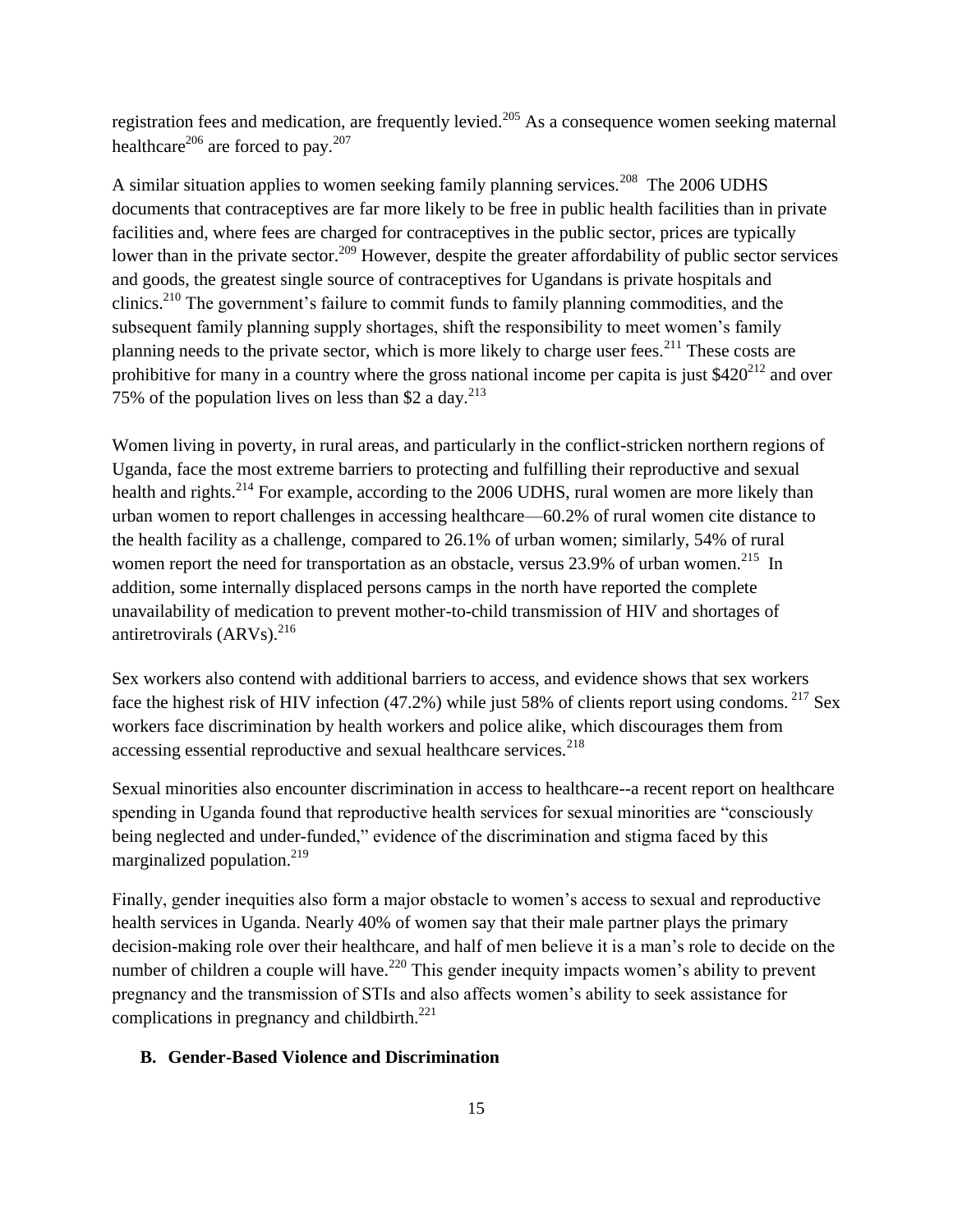registration fees and medication, are frequently levied.[205] As a consequence women seeking maternal healthcare[206] are forced to pay.[207]

A similar situation applies to women seeking family planning services.[208] The 2006 UDHS documents that contraceptives are far more likely to be free in public health facilities than in private facilities and, where fees are charged for contraceptives in the public sector, prices are typically lower than in the private sector.[209] However, despite the greater affordability of public sector services and goods, the greatest single source of contraceptives for Ugandans is private hospitals and clinics.[210] The government's failure to commit funds to family planning commodities, and the subsequent family planning supply shortages, shift the responsibility to meet women's family planning needs to the private sector, which is more likely to charge user fees.[211] These costs are prohibitive for many in a country where the gross national income per capita is just $420[212] and over 75% of the population lives on less than $2 a day.[213]

Women living in poverty, in rural areas, and particularly in the conflict-stricken northern regions of Uganda, face the most extreme barriers to protecting and fulfilling their reproductive and sexual health and rights.[214] For example, according to the 2006 UDHS, rural women are more likely than urban women to report challenges in accessing healthcare—60.2% of rural women cite distance to the health facility as a challenge, compared to 26.1% of urban women; similarly, 54% of rural women report the need for transportation as an obstacle, versus 23.9% of urban women.[215] In addition, some internally displaced persons camps in the north have reported the complete unavailability of medication to prevent mother-to-child transmission of HIV and shortages of antiretrovirals (ARVs).[216]

Sex workers also contend with additional barriers to access, and evidence shows that sex workers face the highest risk of HIV infection (47.2%) while just 58% of clients report using condoms.[217] Sex workers face discrimination by health workers and police alike, which discourages them from accessing essential reproductive and sexual healthcare services.[218]

Sexual minorities also encounter discrimination in access to healthcare--a recent report on healthcare spending in Uganda found that reproductive health services for sexual minorities are "consciously being neglected and under-funded," evidence of the discrimination and stigma faced by this marginalized population.[219]

Finally, gender inequities also form a major obstacle to women's access to sexual and reproductive health services in Uganda. Nearly 40% of women say that their male partner plays the primary decision-making role over their healthcare, and half of men believe it is a man's role to decide on the number of children a couple will have.[220] This gender inequity impacts women's ability to prevent pregnancy and the transmission of STIs and also affects women's ability to seek assistance for complications in pregnancy and childbirth.[221]

### B. Gender-Based Violence and Discrimination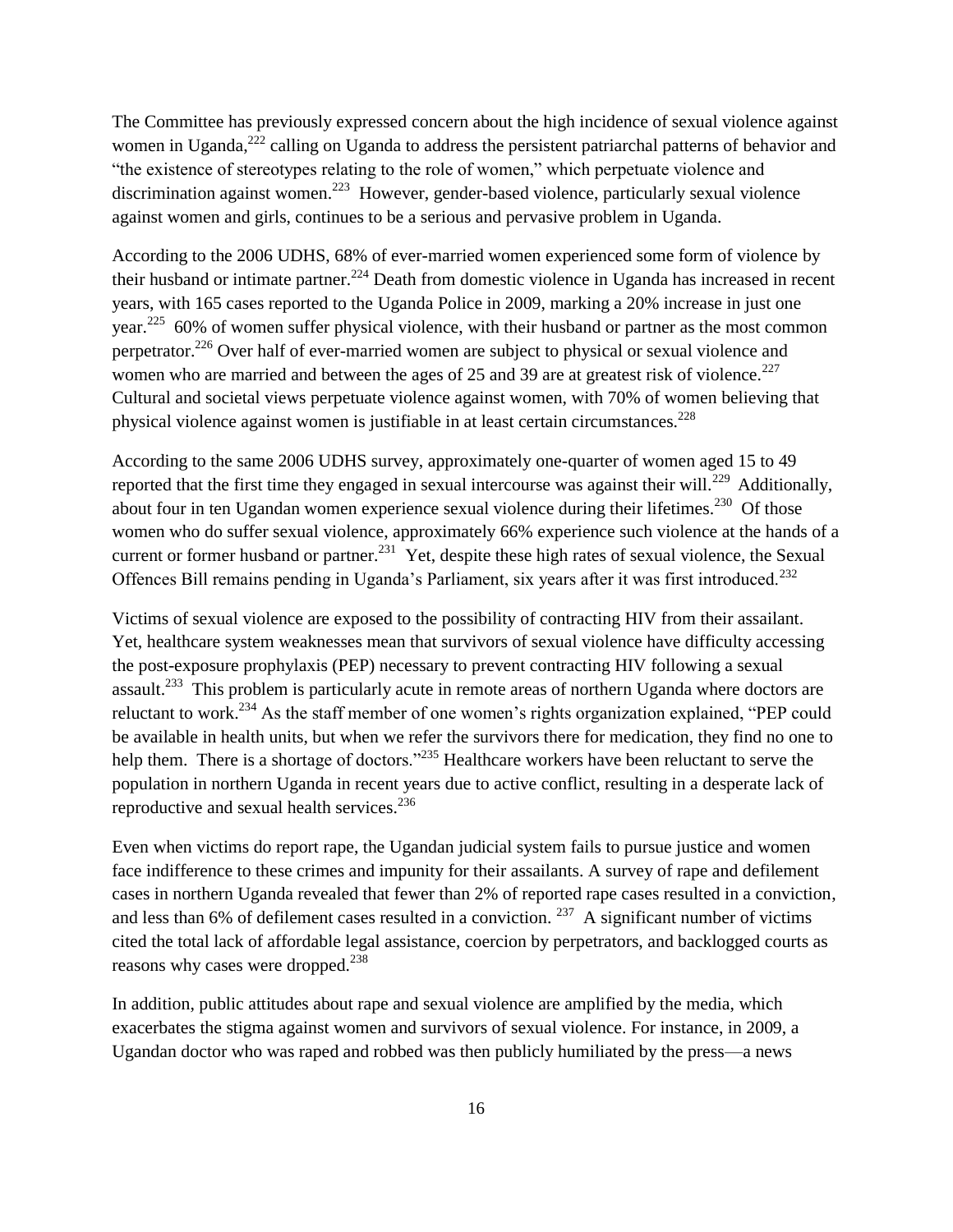The Committee has previously expressed concern about the high incidence of sexual violence against women in Uganda,[222] calling on Uganda to address the persistent patriarchal patterns of behavior and "the existence of stereotypes relating to the role of women," which perpetuate violence and discrimination against women.[223] However, gender-based violence, particularly sexual violence against women and girls, continues to be a serious and pervasive problem in Uganda.

According to the 2006 UDHS, 68% of ever-married women experienced some form of violence by their husband or intimate partner.[224] Death from domestic violence in Uganda has increased in recent years, with 165 cases reported to the Uganda Police in 2009, marking a 20% increase in just one year.[225] 60% of women suffer physical violence, with their husband or partner as the most common perpetrator.[226] Over half of ever-married women are subject to physical or sexual violence and women who are married and between the ages of 25 and 39 are at greatest risk of violence.[227] Cultural and societal views perpetuate violence against women, with 70% of women believing that physical violence against women is justifiable in at least certain circumstances.[228]

According to the same 2006 UDHS survey, approximately one-quarter of women aged 15 to 49 reported that the first time they engaged in sexual intercourse was against their will.[229] Additionally, about four in ten Ugandan women experience sexual violence during their lifetimes.[230] Of those women who do suffer sexual violence, approximately 66% experience such violence at the hands of a current or former husband or partner.[231] Yet, despite these high rates of sexual violence, the Sexual Offences Bill remains pending in Uganda's Parliament, six years after it was first introduced.[232]

Victims of sexual violence are exposed to the possibility of contracting HIV from their assailant. Yet, healthcare system weaknesses mean that survivors of sexual violence have difficulty accessing the post-exposure prophylaxis (PEP) necessary to prevent contracting HIV following a sexual assault.[233] This problem is particularly acute in remote areas of northern Uganda where doctors are reluctant to work.[234] As the staff member of one women's rights organization explained, "PEP could be available in health units, but when we refer the survivors there for medication, they find no one to help them. There is a shortage of doctors."[235] Healthcare workers have been reluctant to serve the population in northern Uganda in recent years due to active conflict, resulting in a desperate lack of reproductive and sexual health services.[236]

Even when victims do report rape, the Ugandan judicial system fails to pursue justice and women face indifference to these crimes and impunity for their assailants. A survey of rape and defilement cases in northern Uganda revealed that fewer than 2% of reported rape cases resulted in a conviction, and less than 6% of defilement cases resulted in a conviction.[237] A significant number of victims cited the total lack of affordable legal assistance, coercion by perpetrators, and backlogged courts as reasons why cases were dropped.[238]

In addition, public attitudes about rape and sexual violence are amplified by the media, which exacerbates the stigma against women and survivors of sexual violence. For instance, in 2009, a Ugandan doctor who was raped and robbed was then publicly humiliated by the press—a news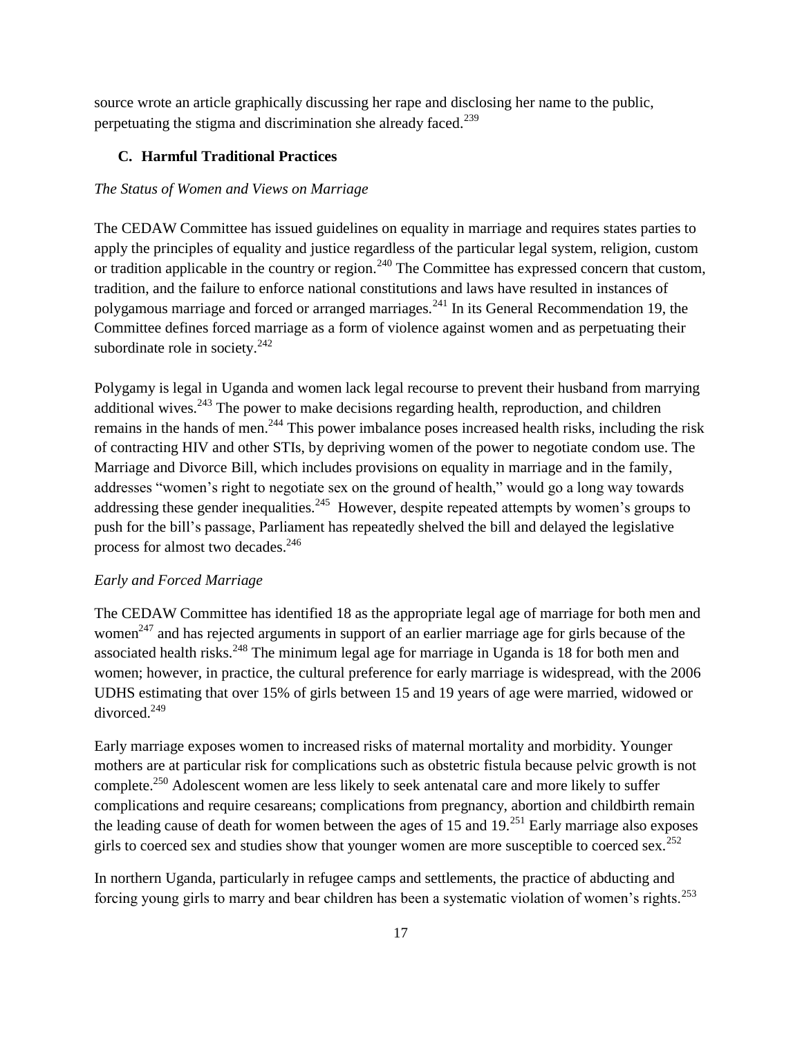source wrote an article graphically discussing her rape and disclosing her name to the public, perpetuating the stigma and discrimination she already faced.[239]

### C. Harmful Traditional Practices

*The Status of Women and Views on Marriage*

The CEDAW Committee has issued guidelines on equality in marriage and requires states parties to apply the principles of equality and justice regardless of the particular legal system, religion, custom or tradition applicable in the country or region.[240] The Committee has expressed concern that custom, tradition, and the failure to enforce national constitutions and laws have resulted in instances of polygamous marriage and forced or arranged marriages.[241] In its General Recommendation 19, the Committee defines forced marriage as a form of violence against women and as perpetuating their subordinate role in society.[242]

Polygamy is legal in Uganda and women lack legal recourse to prevent their husband from marrying additional wives.[243] The power to make decisions regarding health, reproduction, and children remains in the hands of men.[244] This power imbalance poses increased health risks, including the risk of contracting HIV and other STIs, by depriving women of the power to negotiate condom use. The Marriage and Divorce Bill, which includes provisions on equality in marriage and in the family, addresses "women's right to negotiate sex on the ground of health," would go a long way towards addressing these gender inequalities.[245] However, despite repeated attempts by women's groups to push for the bill's passage, Parliament has repeatedly shelved the bill and delayed the legislative process for almost two decades.[246]

*Early and Forced Marriage*

The CEDAW Committee has identified 18 as the appropriate legal age of marriage for both men and women[247] and has rejected arguments in support of an earlier marriage age for girls because of the associated health risks.[248] The minimum legal age for marriage in Uganda is 18 for both men and women; however, in practice, the cultural preference for early marriage is widespread, with the 2006 UDHS estimating that over 15% of girls between 15 and 19 years of age were married, widowed or divorced.[249]

Early marriage exposes women to increased risks of maternal mortality and morbidity. Younger mothers are at particular risk for complications such as obstetric fistula because pelvic growth is not complete.[250] Adolescent women are less likely to seek antenatal care and more likely to suffer complications and require cesareans; complications from pregnancy, abortion and childbirth remain the leading cause of death for women between the ages of 15 and 19.[251] Early marriage also exposes girls to coerced sex and studies show that younger women are more susceptible to coerced sex.[252]

In northern Uganda, particularly in refugee camps and settlements, the practice of abducting and forcing young girls to marry and bear children has been a systematic violation of women's rights.[253]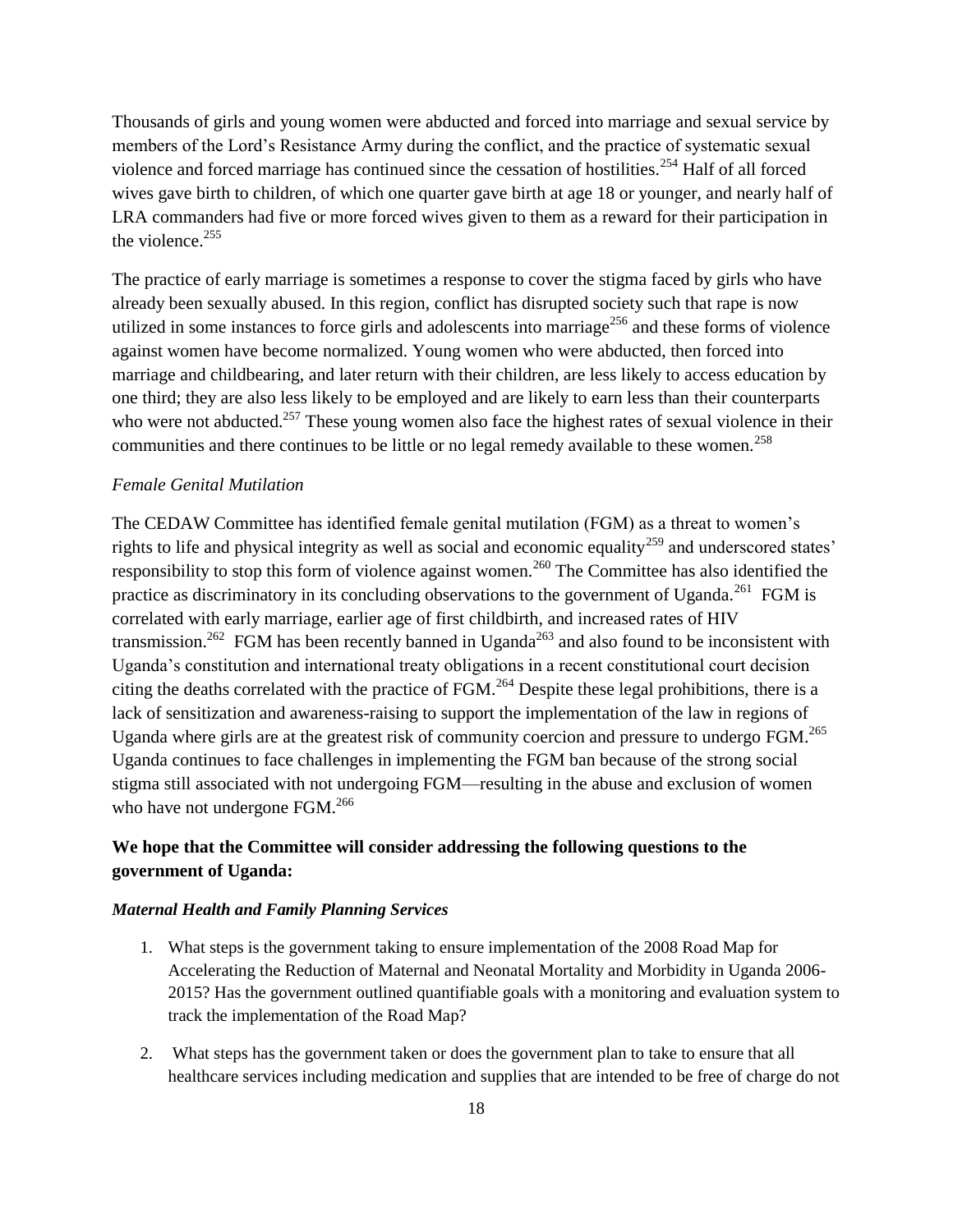Thousands of girls and young women were abducted and forced into marriage and sexual service by members of the Lord's Resistance Army during the conflict, and the practice of systematic sexual violence and forced marriage has continued since the cessation of hostilities.[254] Half of all forced wives gave birth to children, of which one quarter gave birth at age 18 or younger, and nearly half of LRA commanders had five or more forced wives given to them as a reward for their participation in the violence.[255]

The practice of early marriage is sometimes a response to cover the stigma faced by girls who have already been sexually abused. In this region, conflict has disrupted society such that rape is now utilized in some instances to force girls and adolescents into marriage[256] and these forms of violence against women have become normalized. Young women who were abducted, then forced into marriage and childbearing, and later return with their children, are less likely to access education by one third; they are also less likely to be employed and are likely to earn less than their counterparts who were not abducted.[257] These young women also face the highest rates of sexual violence in their communities and there continues to be little or no legal remedy available to these women.[258]

*Female Genital Mutilation*

The CEDAW Committee has identified female genital mutilation (FGM) as a threat to women's rights to life and physical integrity as well as social and economic equality[259] and underscored states' responsibility to stop this form of violence against women.[260] The Committee has also identified the practice as discriminatory in its concluding observations to the government of Uganda.[261] FGM is correlated with early marriage, earlier age of first childbirth, and increased rates of HIV transmission.[262] FGM has been recently banned in Uganda[263] and also found to be inconsistent with Uganda's constitution and international treaty obligations in a recent constitutional court decision citing the deaths correlated with the practice of FGM.[264] Despite these legal prohibitions, there is a lack of sensitization and awareness-raising to support the implementation of the law in regions of Uganda where girls are at the greatest risk of community coercion and pressure to undergo FGM.[265] Uganda continues to face challenges in implementing the FGM ban because of the strong social stigma still associated with not undergoing FGM—resulting in the abuse and exclusion of women who have not undergone FGM.[266]

**We hope that the Committee will consider addressing the following questions to the government of Uganda:**

***Maternal Health and Family Planning Services***

1. What steps is the government taking to ensure implementation of the 2008 Road Map for Accelerating the Reduction of Maternal and Neonatal Mortality and Morbidity in Uganda 2006-2015? Has the government outlined quantifiable goals with a monitoring and evaluation system to track the implementation of the Road Map?
2. What steps has the government taken or does the government plan to take to ensure that all healthcare services including medication and supplies that are intended to be free of charge do not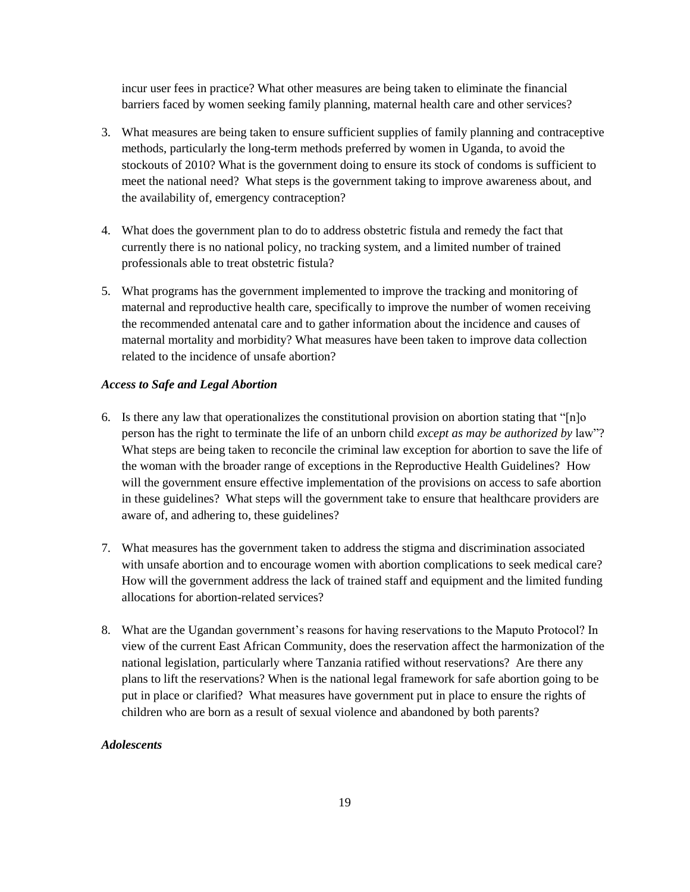incur user fees in practice? What other measures are being taken to eliminate the financial barriers faced by women seeking family planning, maternal health care and other services?

3. What measures are being taken to ensure sufficient supplies of family planning and contraceptive methods, particularly the long-term methods preferred by women in Uganda, to avoid the stockouts of 2010? What is the government doing to ensure its stock of condoms is sufficient to meet the national need? What steps is the government taking to improve awareness about, and the availability of, emergency contraception?

4. What does the government plan to do to address obstetric fistula and remedy the fact that currently there is no national policy, no tracking system, and a limited number of trained professionals able to treat obstetric fistula?

5. What programs has the government implemented to improve the tracking and monitoring of maternal and reproductive health care, specifically to improve the number of women receiving the recommended antenatal care and to gather information about the incidence and causes of maternal mortality and morbidity? What measures have been taken to improve data collection related to the incidence of unsafe abortion?

### *Access to Safe and Legal Abortion*

6. Is there any law that operationalizes the constitutional provision on abortion stating that "[n]o person has the right to terminate the life of an unborn child *except as may be authorized by* law"? What steps are being taken to reconcile the criminal law exception for abortion to save the life of the woman with the broader range of exceptions in the Reproductive Health Guidelines? How will the government ensure effective implementation of the provisions on access to safe abortion in these guidelines? What steps will the government take to ensure that healthcare providers are aware of, and adhering to, these guidelines?

7. What measures has the government taken to address the stigma and discrimination associated with unsafe abortion and to encourage women with abortion complications to seek medical care? How will the government address the lack of trained staff and equipment and the limited funding allocations for abortion-related services?

8. What are the Ugandan government's reasons for having reservations to the Maputo Protocol? In view of the current East African Community, does the reservation affect the harmonization of the national legislation, particularly where Tanzania ratified without reservations? Are there any plans to lift the reservations? When is the national legal framework for safe abortion going to be put in place or clarified? What measures have government put in place to ensure the rights of children who are born as a result of sexual violence and abandoned by both parents?

### *Adolescents*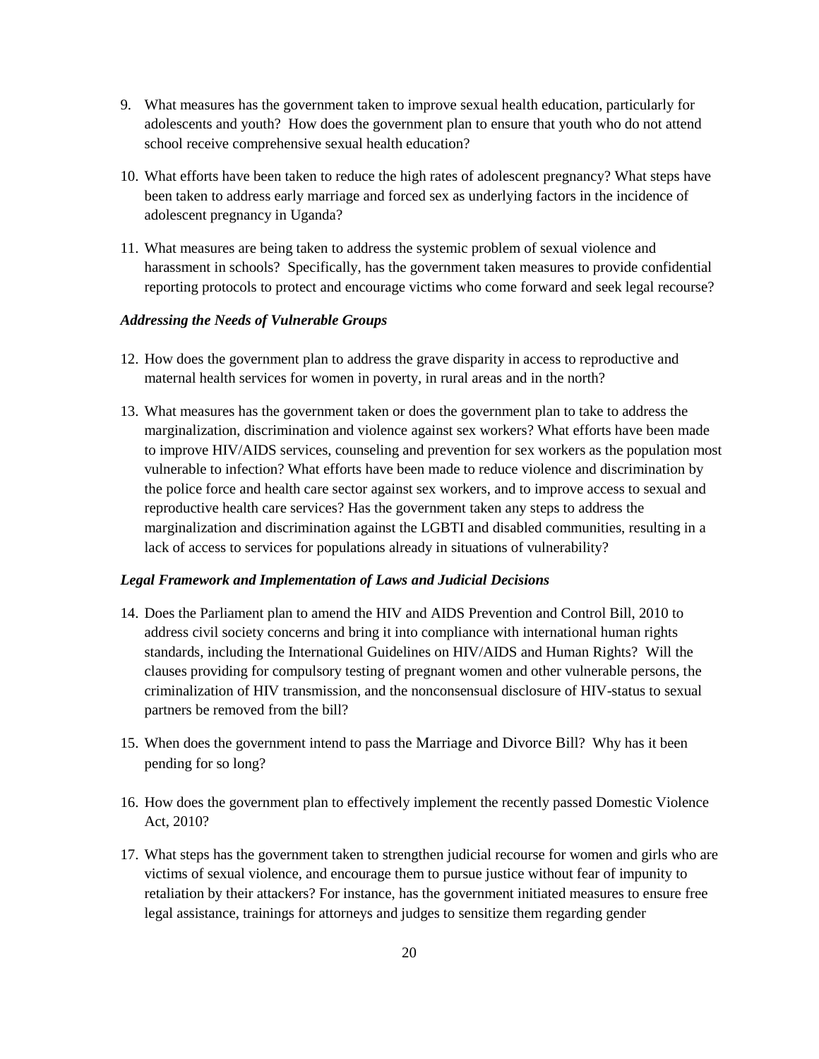9. What measures has the government taken to improve sexual health education, particularly for adolescents and youth? How does the government plan to ensure that youth who do not attend school receive comprehensive sexual health education?

10. What efforts have been taken to reduce the high rates of adolescent pregnancy? What steps have been taken to address early marriage and forced sex as underlying factors in the incidence of adolescent pregnancy in Uganda?

11. What measures are being taken to address the systemic problem of sexual violence and harassment in schools? Specifically, has the government taken measures to provide confidential reporting protocols to protect and encourage victims who come forward and seek legal recourse?

***Addressing the Needs of Vulnerable Groups***

12. How does the government plan to address the grave disparity in access to reproductive and maternal health services for women in poverty, in rural areas and in the north?

13. What measures has the government taken or does the government plan to take to address the marginalization, discrimination and violence against sex workers? What efforts have been made to improve HIV/AIDS services, counseling and prevention for sex workers as the population most vulnerable to infection? What efforts have been made to reduce violence and discrimination by the police force and health care sector against sex workers, and to improve access to sexual and reproductive health care services? Has the government taken any steps to address the marginalization and discrimination against the LGBTI and disabled communities, resulting in a lack of access to services for populations already in situations of vulnerability?

***Legal Framework and Implementation of Laws and Judicial Decisions***

14. Does the Parliament plan to amend the HIV and AIDS Prevention and Control Bill, 2010 to address civil society concerns and bring it into compliance with international human rights standards, including the International Guidelines on HIV/AIDS and Human Rights? Will the clauses providing for compulsory testing of pregnant women and other vulnerable persons, the criminalization of HIV transmission, and the nonconsensual disclosure of HIV-status to sexual partners be removed from the bill?

15. When does the government intend to pass the Marriage and Divorce Bill? Why has it been pending for so long?

16. How does the government plan to effectively implement the recently passed Domestic Violence Act, 2010?

17. What steps has the government taken to strengthen judicial recourse for women and girls who are victims of sexual violence, and encourage them to pursue justice without fear of impunity to retaliation by their attackers? For instance, has the government initiated measures to ensure free legal assistance, trainings for attorneys and judges to sensitize them regarding gender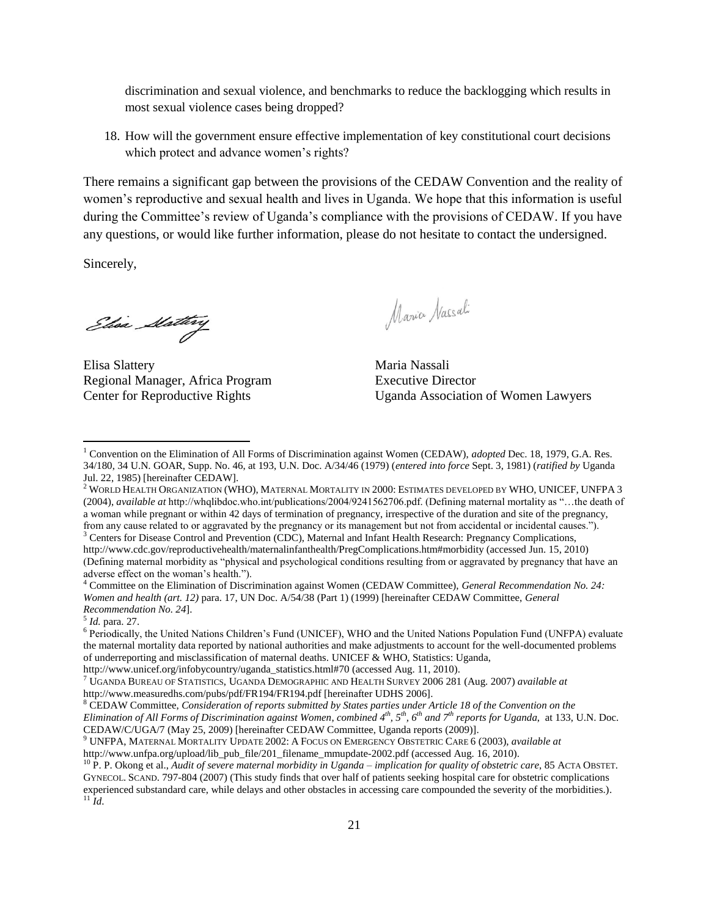discrimination and sexual violence, and benchmarks to reduce the backlogging which results in most sexual violence cases being dropped?

18. How will the government ensure effective implementation of key constitutional court decisions which protect and advance women's rights?

There remains a significant gap between the provisions of the CEDAW Convention and the reality of women's reproductive and sexual health and lives in Uganda. We hope that this information is useful during the Committee's review of Uganda's compliance with the provisions of CEDAW. If you have any questions, or would like further information, please do not hesitate to contact the undersigned.

Sincerely,

Elisa Slattery
Regional Manager, Africa Program
Center for Reproductive Rights

Maria Nassali
Executive Director
Uganda Association of Women Lawyers

---

[1] Convention on the Elimination of All Forms of Discrimination against Women (CEDAW), *adopted* Dec. 18, 1979, G.A. Res. 34/180, 34 U.N. GOAR, Supp. No. 46, at 193, U.N. Doc. A/34/46 (1979) (*entered into force* Sept. 3, 1981) (*ratified by* Uganda Jul. 22, 1985) [hereinafter CEDAW].

[2] WORLD HEALTH ORGANIZATION (WHO), MATERNAL MORTALITY IN 2000: ESTIMATES DEVELOPED BY WHO, UNICEF, UNFPA 3 (2004), *available at* http://whqlibdoc.who.int/publications/2004/9241562706.pdf. (Defining maternal mortality as "…the death of a woman while pregnant or within 42 days of termination of pregnancy, irrespective of the duration and site of the pregnancy, from any cause related to or aggravated by the pregnancy or its management but not from accidental or incidental causes.").

[3] Centers for Disease Control and Prevention (CDC), Maternal and Infant Health Research: Pregnancy Complications, http://www.cdc.gov/reproductivehealth/maternalinfanthealth/PregComplications.htm#morbidity (accessed Jun. 15, 2010) (Defining maternal morbidity as "physical and psychological conditions resulting from or aggravated by pregnancy that have an adverse effect on the woman's health.").

[4] Committee on the Elimination of Discrimination against Women (CEDAW Committee), *General Recommendation No. 24: Women and health (art. 12)* para. 17, UN Doc. A/54/38 (Part 1) (1999) [hereinafter CEDAW Committee, *General Recommendation No. 24*].

[5] *Id.* para. 27.

[6] Periodically, the United Nations Children's Fund (UNICEF), WHO and the United Nations Population Fund (UNFPA) evaluate the maternal mortality data reported by national authorities and make adjustments to account for the well-documented problems of underreporting and misclassification of maternal deaths. UNICEF & WHO, Statistics: Uganda, http://www.unicef.org/infobycountry/uganda_statistics.html#70 (accessed Aug. 11, 2010).

[7] UGANDA BUREAU OF STATISTICS, UGANDA DEMOGRAPHIC AND HEALTH SURVEY 2006 281 (Aug. 2007) *available at* http://www.measuredhs.com/pubs/pdf/FR194/FR194.pdf [hereinafter UDHS 2006].

[8] CEDAW Committee, *Consideration of reports submitted by States parties under Article 18 of the Convention on the Elimination of All Forms of Discrimination against Women, combined 4th, 5th, 6th and 7th reports for Uganda*, at 133, U.N. Doc. CEDAW/C/UGA/7 (May 25, 2009) [hereinafter CEDAW Committee, Uganda reports (2009)].

[9] UNFPA, MATERNAL MORTALITY UPDATE 2002: A FOCUS ON EMERGENCY OBSTETRIC CARE 6 (2003), *available at* http://www.unfpa.org/upload/lib_pub_file/201_filename_mmupdate-2002.pdf (accessed Aug. 16, 2010).

[10] P. P. Okong et al., *Audit of severe maternal morbidity in Uganda – implication for quality of obstetric care*, 85 ACTA OBSTET. GYNECOL. SCAND. 797-804 (2007) (This study finds that over half of patients seeking hospital care for obstetric complications experienced substandard care, while delays and other obstacles in accessing care compounded the severity of the morbidities.).

[11] *Id.*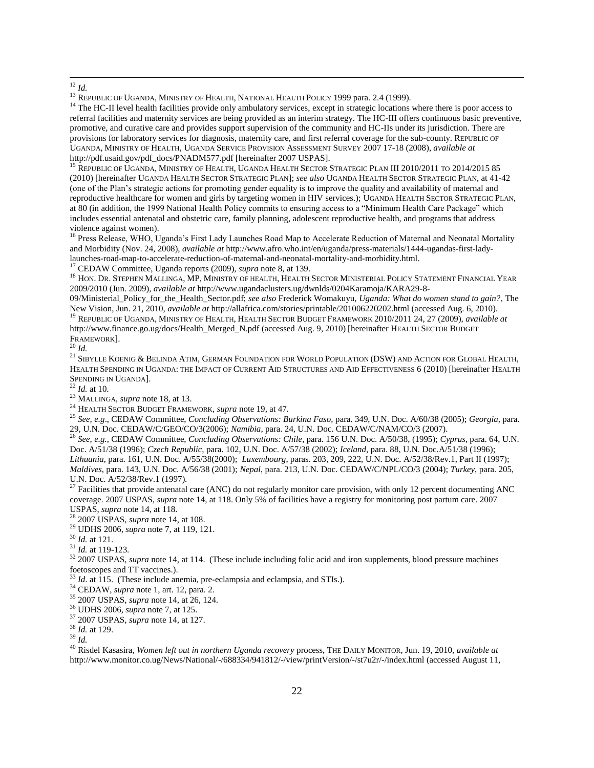[12] *Id.*

[13] REPUBLIC OF UGANDA, MINISTRY OF HEALTH, NATIONAL HEALTH POLICY 1999 para. 2.4 (1999).

[14] The HC-II level health facilities provide only ambulatory services, except in strategic locations where there is poor access to referral facilities and maternity services are being provided as an interim strategy. The HC-III offers continuous basic preventive, promotive, and curative care and provides support supervision of the community and HC-IIs under its jurisdiction. There are provisions for laboratory services for diagnosis, maternity care, and first referral coverage for the sub-county. REPUBLIC OF UGANDA, MINISTRY OF HEALTH, UGANDA SERVICE PROVISION ASSESSMENT SURVEY 2007 17-18 (2008), *available at* http://pdf.usaid.gov/pdf_docs/PNADM577.pdf [hereinafter 2007 USPAS].

[15] REPUBLIC OF UGANDA, MINISTRY OF HEALTH, UGANDA HEALTH SECTOR STRATEGIC PLAN III 2010/2011 TO 2014/2015 85 (2010) [hereinafter UGANDA HEALTH SECTOR STRATEGIC PLAN]; *see also* UGANDA HEALTH SECTOR STRATEGIC PLAN, at 41-42 (one of the Plan's strategic actions for promoting gender equality is to improve the quality and availability of maternal and reproductive healthcare for women and girls by targeting women in HIV services.); UGANDA HEALTH SECTOR STRATEGIC PLAN, at 80 (in addition, the 1999 National Health Policy commits to ensuring access to a "Minimum Health Care Package" which includes essential antenatal and obstetric care, family planning, adolescent reproductive health, and programs that address violence against women).

[16] Press Release, WHO, Uganda's First Lady Launches Road Map to Accelerate Reduction of Maternal and Neonatal Mortality and Morbidity (Nov. 24, 2008), *available at* http://www.afro.who.int/en/uganda/press-materials/1444-ugandas-first-lady-launches-road-map-to-accelerate-reduction-of-maternal-and-neonatal-mortality-and-morbidity.html.

[17] CEDAW Committee, Uganda reports (2009), *supra* note 8, at 139.

[18] HON. DR. STEPHEN MALLINGA, MP, MINISTRY OF HEALTH, HEALTH SECTOR MINISTERIAL POLICY STATEMENT FINANCIAL YEAR 2009/2010 (Jun. 2009), *available at* http://www.ugandaclusters.ug/dwnlds/0204Karamoja/KARA29-8-09/Ministerial_Policy_for_the_Health_Sector.pdf; *see also* Frederick Womakuyu, *Uganda: What do women stand to gain?*, The New Vision, Jun. 21, 2010, *available at* http://allafrica.com/stories/printable/201006220202.html (accessed Aug. 6, 2010).

[19] REPUBLIC OF UGANDA, MINISTRY OF HEALTH, HEALTH SECTOR BUDGET FRAMEWORK 2010/2011 24, 27 (2009), *available at* http://www.finance.go.ug/docs/Health_Merged_N.pdf (accessed Aug. 9, 2010) [hereinafter HEALTH SECTOR BUDGET FRAMEWORK].

[20] *Id.*

[21] SIBYLLE KOENIG & BELINDA ATIM, GERMAN FOUNDATION FOR WORLD POPULATION (DSW) AND ACTION FOR GLOBAL HEALTH, HEALTH SPENDING IN UGANDA: THE IMPACT OF CURRENT AID STRUCTURES AND AID EFFECTIVENESS 6 (2010) [hereinafter HEALTH SPENDING IN UGANDA].

[22] *Id.* at 10.

[23] MALLINGA, *supra* note 18, at 13.

[24] HEALTH SECTOR BUDGET FRAMEWORK, *supra* note 19, at 47.

[25] *See, e.g*., CEDAW Committee, *Concluding Observations: Burkina Faso*, para. 349, U.N. Doc. A/60/38 (2005); *Georgia*, para. 29, U.N. Doc. CEDAW/C/GEO/CO/3(2006); *Namibia*, para. 24, U.N. Doc. CEDAW/C/NAM/CO/3 (2007).

[26] *See, e.g.*, CEDAW Committee, *Concluding Observations: Chile*, para. 156 U.N. Doc. A/50/38, (1995); *Cyprus*, para. 64, U.N. Doc. A/51/38 (1996); *Czech Republic*, para. 102, U.N. Doc. A/57/38 (2002); *Iceland*, para. 88, U.N. Doc.A/51/38 (1996); *Lithuania*, para. 161, U.N. Doc. A/55/38(2000); *Luxembourg*, paras. 203, 209, 222, U.N. Doc. A/52/38/Rev.1, Part II (1997); *Maldives*, para. 143, U.N. Doc. A/56/38 (2001); *Nepal*, para. 213, U.N. Doc. CEDAW/C/NPL/CO/3 (2004); *Turkey*, para. 205, U.N. Doc. A/52/38/Rev.1 (1997).

[27] Facilities that provide antenatal care (ANC) do not regularly monitor care provision, with only 12 percent documenting ANC coverage. 2007 USPAS, *supra* note 14, at 118. Only 5% of facilities have a registry for monitoring post partum care. 2007 USPAS, *supra* note 14, at 118.

[28] 2007 USPAS, *supra* note 14, at 108.

[29] UDHS 2006, *supra* note 7, at 119, 121.

[30] *Id.* at 121.

[31] *Id.* at 119-123.

[32] 2007 USPAS, *supra* note 14, at 114. (These include including folic acid and iron supplements, blood pressure machines foetoscopes and TT vaccines.).

[33] *Id*. at 115. (These include anemia, pre-eclampsia and eclampsia, and STIs.).

[34] CEDAW, *supra* note 1, art. 12, para. 2.

[35] 2007 USPAS, *supra* note 14, at 26, 124.

[36] UDHS 2006, *supra* note 7, at 125.

[37] 2007 USPAS, *supra* note 14, at 127.

[38] *Id.* at 129.

[39] *Id.*

[40] Risdel Kasasira, *Women left out in northern Uganda recovery* process, THE DAILY MONITOR, Jun. 19, 2010, *available at* http://www.monitor.co.ug/News/National/-/688334/941812/-/view/printVersion/-/st7u2r/-/index.html (accessed August 11,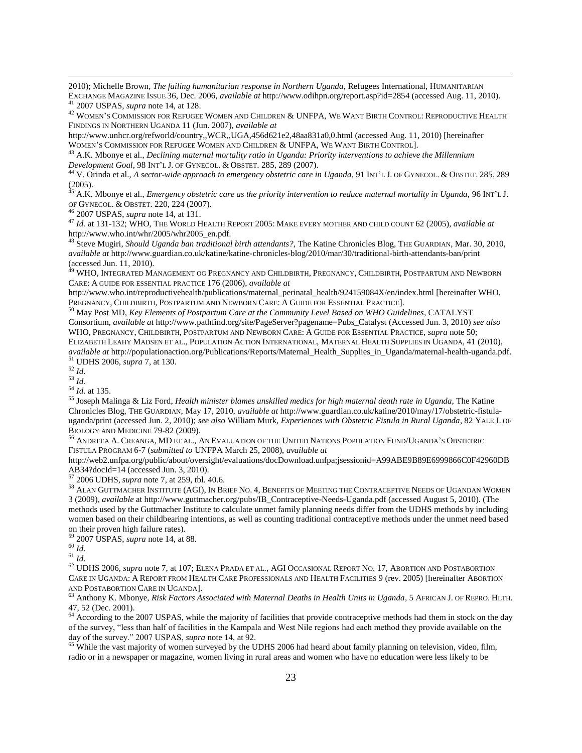2010); Michelle Brown, *The failing humanitarian response in Northern Uganda*, Refugees International, HUMANITARIAN EXCHANGE MAGAZINE ISSUE 36, Dec. 2006, *available at* http://www.odihpn.org/report.asp?id=2854 (accessed Aug. 11, 2010).

[41] 2007 USPAS, *supra* note 14, at 128.

[42] WOMEN'S COMMISSION FOR REFUGEE WOMEN AND CHILDREN & UNFPA, WE WANT BIRTH CONTROL: REPRODUCTIVE HEALTH FINDINGS IN NORTHERN UGANDA 11 (Jun. 2007), *available at* http://www.unhcr.org/refworld/country,,WCR,,UGA,456d621e2,48aa831a0,0.html (accessed Aug. 11, 2010) [hereinafter WOMEN'S COMMISSION FOR REFUGEE WOMEN AND CHILDREN & UNFPA, WE WANT BIRTH CONTROL].

[43] A.K. Mbonye et al., *Declining maternal mortality ratio in Uganda: Priority interventions to achieve the Millennium Development Goal*, 98 INT'L J. OF GYNECOL. & OBSTET. 285, 289 (2007).

[44] V. Orinda et al., *A sector-wide approach to emergency obstetric care in Uganda*, 91 INT'L J. OF GYNECOL. & OBSTET. 285, 289 (2005).

[45] A.K. Mbonye et al., *Emergency obstetric care as the priority intervention to reduce maternal mortality in Uganda*, 96 INT'L J. OF GYNECOL. & OBSTET. 220, 224 (2007).

[46] 2007 USPAS, *supra* note 14, at 131.

[47] *Id.* at 131-132; WHO, THE WORLD HEALTH REPORT 2005: MAKE EVERY MOTHER AND CHILD COUNT 62 (2005), *available at* http://www.who.int/whr/2005/whr2005_en.pdf.

[48] Steve Mugiri, *Should Uganda ban traditional birth attendants?*, The Katine Chronicles Blog, THE GUARDIAN, Mar. 30, 2010, *available at* http://www.guardian.co.uk/katine/katine-chronicles-blog/2010/mar/30/traditional-birth-attendants-ban/print (accessed Jun. 11, 2010).

[49] WHO, INTEGRATED MANAGEMENT OG PREGNANCY AND CHILDBIRTH, PREGNANCY, CHILDBIRTH, POSTPARTUM AND NEWBORN CARE: A GUIDE FOR ESSENTIAL PRACTICE 176 (2006), *available at* http://www.who.int/reproductivehealth/publications/maternal_perinatal_health/924159084X/en/index.html [hereinafter WHO, PREGNANCY, CHILDBIRTH, POSTPARTUM AND NEWBORN CARE: A GUIDE FOR ESSENTIAL PRACTICE].

[50] May Post MD, *Key Elements of Postpartum Care at the Community Level Based on WHO Guidelines*, CATALYST Consortium, *available at* http://www.pathfind.org/site/PageServer?pagename=Pubs_Catalyst (Accessed Jun. 3, 2010) *see also* WHO, PREGNANCY, CHILDBIRTH, POSTPARTUM AND NEWBORN CARE: A GUIDE FOR ESSENTIAL PRACTICE, *supra* note 50; ELIZABETH LEAHY MADSEN ET AL., POPULATION ACTION INTERNATIONAL, MATERNAL HEALTH SUPPLIES IN UGANDA, 41 (2010), *available at* http://populationaction.org/Publications/Reports/Maternal_Health_Supplies_in_Uganda/maternal-health-uganda.pdf.

[51] UDHS 2006, *supra* 7, at 130.

[52] *Id*.

[53] *Id.*

[54] *Id.* at 135.

[55] Joseph Malinga & Liz Ford, *Health minister blames unskilled medics for high maternal death rate in Uganda,* The Katine Chronicles Blog, THE GUARDIAN, May 17, 2010, *available at* http://www.guardian.co.uk/katine/2010/may/17/obstetric-fistula-uganda/print (accessed Jun. 2, 2010); *see also* William Murk, *Experiences with Obstetric Fistula in Rural Uganda*, 82 YALE J. OF BIOLOGY AND MEDICINE 79-82 (2009).

[56] ANDREEA A. CREANGA, MD ET AL., AN EVALUATION OF THE UNITED NATIONS POPULATION FUND/UGANDA'S OBSTETRIC FISTULA PROGRAM 6-7 (*submitted to* UNFPA March 25, 2008), *available at* http://web2.unfpa.org/public/about/oversight/evaluations/docDownload.unfpa;jsessionid=A99ABE9B89E6999866C0F42960DBAB34?docId=14 (accessed Jun. 3, 2010).

[57] 2006 UDHS, *supra* note 7, at 259, tbl. 40.6.

[58] ALAN GUTTMACHER INSTITUTE (AGI), IN BRIEF NO. 4, BENEFITS OF MEETING THE CONTRACEPTIVE NEEDS OF UGANDAN WOMEN 3 (2009), *available* at http://www.guttmacher.org/pubs/IB_Contraceptive-Needs-Uganda.pdf (accessed August 5, 2010). (The methods used by the Guttmacher Institute to calculate unmet family planning needs differ from the UDHS methods by including women based on their childbearing intentions, as well as counting traditional contraceptive methods under the unmet need based on their proven high failure rates).

[59] 2007 USPAS, *supra* note 14, at 88.

[60] *Id*.

[61] *Id*.

[62] UDHS 2006, *supra* note 7, at 107; ELENA PRADA ET AL., AGI OCCASIONAL REPORT NO. 17, ABORTION AND POSTABORTION CARE IN UGANDA: A REPORT FROM HEALTH CARE PROFESSIONALS AND HEALTH FACILITIES 9 (rev. 2005) [hereinafter ABORTION AND POSTABORTION CARE IN UGANDA].

[63] Anthony K. Mbonye, *Risk Factors Associated with Maternal Deaths in Health Units in Uganda*, 5 AFRICAN J. OF REPRO. HLTH. 47, 52 (Dec. 2001).

[64] According to the 2007 USPAS, while the majority of facilities that provide contraceptive methods had them in stock on the day of the survey, "less than half of facilities in the Kampala and West Nile regions had each method they provide available on the day of the survey." 2007 USPAS, *supra* note 14, at 92.

[65] While the vast majority of women surveyed by the UDHS 2006 had heard about family planning on television, video, film, radio or in a newspaper or magazine, women living in rural areas and women who have no education were less likely to be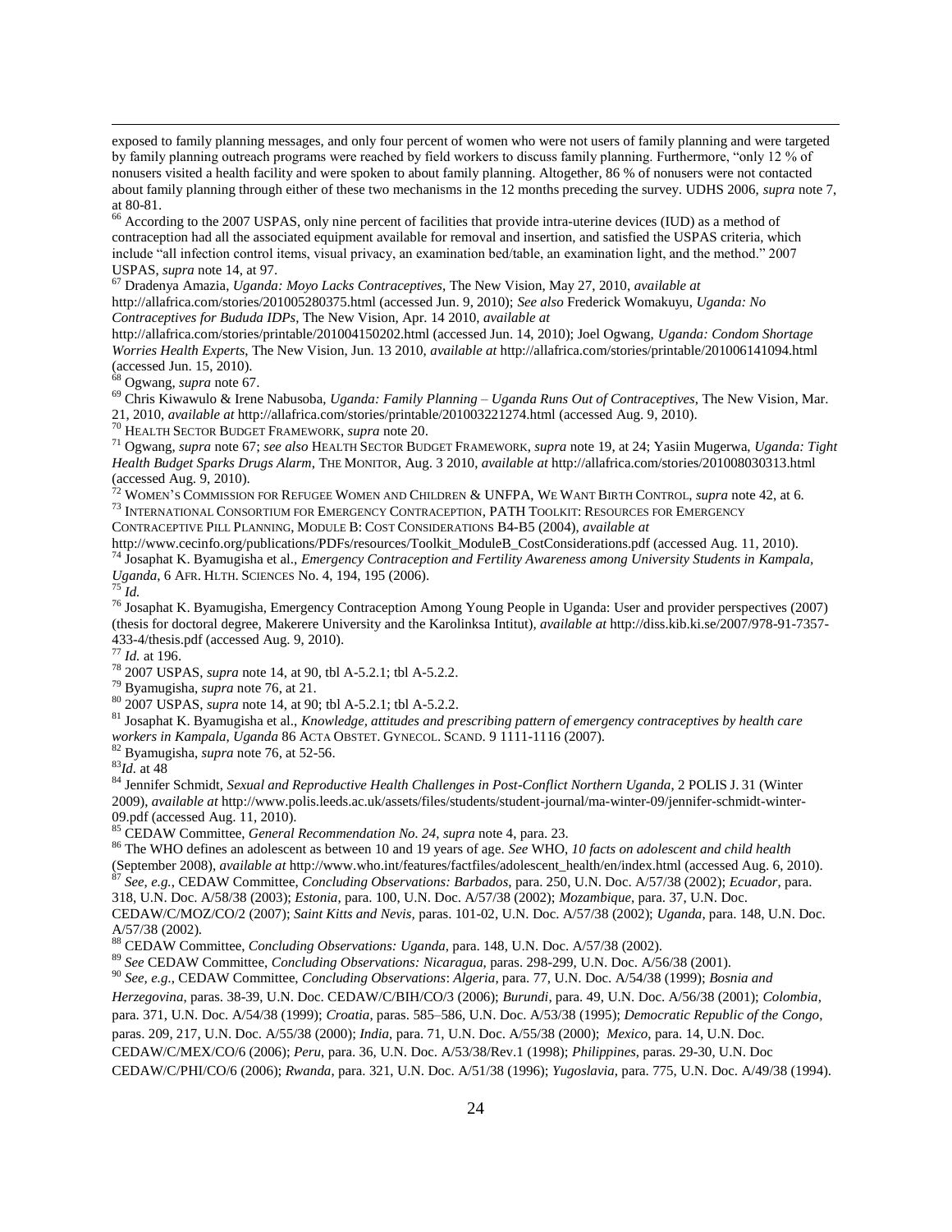exposed to family planning messages, and only four percent of women who were not users of family planning and were targeted by family planning outreach programs were reached by field workers to discuss family planning. Furthermore, "only 12 % of nonusers visited a health facility and were spoken to about family planning. Altogether, 86 % of nonusers were not contacted about family planning through either of these two mechanisms in the 12 months preceding the survey. UDHS 2006, *supra* note 7, at 80-81.

[66] According to the 2007 USPAS, only nine percent of facilities that provide intra-uterine devices (IUD) as a method of contraception had all the associated equipment available for removal and insertion, and satisfied the USPAS criteria, which include "all infection control items, visual privacy, an examination bed/table, an examination light, and the method." 2007 USPAS, *supra* note 14, at 97.

[67] Dradenya Amazia, *Uganda: Moyo Lacks Contraceptives*, The New Vision, May 27, 2010, *available at* http://allafrica.com/stories/201005280375.html (accessed Jun. 9, 2010); *See also* Frederick Womakuyu, *Uganda: No Contraceptives for Bududa IDPs*, The New Vision, Apr. 14 2010, *available at* http://allafrica.com/stories/printable/201004150202.html (accessed Jun. 14, 2010); Joel Ogwang, *Uganda: Condom Shortage Worries Health Experts*, The New Vision, Jun. 13 2010, *available at* http://allafrica.com/stories/printable/201006141094.html (accessed Jun. 15, 2010).

[68] Ogwang, *supra* note 67.

[69] Chris Kiwawulo & Irene Nabusoba, *Uganda: Family Planning – Uganda Runs Out of Contraceptives*, The New Vision, Mar. 21, 2010, *available at* http://allafrica.com/stories/printable/201003221274.html (accessed Aug. 9, 2010).

[70] HEALTH SECTOR BUDGET FRAMEWORK, *supra* note 20.

[71] Ogwang, *supra* note 67; *see also* HEALTH SECTOR BUDGET FRAMEWORK, *supra* note 19, at 24; Yasiin Mugerwa, *Uganda: Tight Health Budget Sparks Drugs Alarm*, THE MONITOR, Aug. 3 2010, *available at* http://allafrica.com/stories/201008030313.html (accessed Aug. 9, 2010).

[72] WOMEN'S COMMISSION FOR REFUGEE WOMEN AND CHILDREN & UNFPA, WE WANT BIRTH CONTROL, *supra* note 42, at 6.

[73] INTERNATIONAL CONSORTIUM FOR EMERGENCY CONTRACEPTION, PATH TOOLKIT: RESOURCES FOR EMERGENCY CONTRACEPTIVE PILL PLANNING, MODULE B: COST CONSIDERATIONS B4-B5 (2004), *available at* http://www.cecinfo.org/publications/PDFs/resources/Toolkit_ModuleB_CostConsiderations.pdf (accessed Aug. 11, 2010).

[74] Josaphat K. Byamugisha et al., *Emergency Contraception and Fertility Awareness among University Students in Kampala, Uganda*, 6 AFR. HLTH. SCIENCES No. 4, 194, 195 (2006).

[75] *Id.*

[76] Josaphat K. Byamugisha, Emergency Contraception Among Young People in Uganda: User and provider perspectives (2007) (thesis for doctoral degree, Makerere University and the Karolinksa Intitut), *available at* http://diss.kib.ki.se/2007/978-91-7357-433-4/thesis.pdf (accessed Aug. 9, 2010).

[77] *Id.* at 196.

[78] 2007 USPAS, *supra* note 14, at 90, tbl A-5.2.1; tbl A-5.2.2.

[79] Byamugisha, *supra* note 76, at 21.

[80] 2007 USPAS, *supra* note 14, at 90; tbl A-5.2.1; tbl A-5.2.2.

[81] Josaphat K. Byamugisha et al., *Knowledge, attitudes and prescribing pattern of emergency contraceptives by health care workers in Kampala, Uganda* 86 ACTA OBSTET. GYNECOL. SCAND. 9 1111-1116 (2007).

[82] Byamugisha, *supra* note 76, at 52-56.

[83] *Id.* at 48

[84] Jennifer Schmidt, *Sexual and Reproductive Health Challenges in Post-Conflict Northern Uganda*, 2 POLIS J. 31 (Winter 2009), *available at* http://www.polis.leeds.ac.uk/assets/files/students/student-journal/ma-winter-09/jennifer-schmidt-winter-09.pdf (accessed Aug. 11, 2010).

[85] CEDAW Committee, *General Recommendation No. 24*, *supra* note 4, para. 23.

[86] The WHO defines an adolescent as between 10 and 19 years of age. *See* WHO, *10 facts on adolescent and child health* (September 2008), *available at* http://www.who.int/features/factfiles/adolescent_health/en/index.html (accessed Aug. 6, 2010).

[87] *See, e.g.*, CEDAW Committee, *Concluding Observations: Barbados*, para. 250, U.N. Doc. A/57/38 (2002); *Ecuador*, para. 318, U.N. Doc. A/58/38 (2003); *Estonia*, para. 100, U.N. Doc. A/57/38 (2002); *Mozambique*, para. 37, U.N. Doc. CEDAW/C/MOZ/CO/2 (2007); *Saint Kitts and Nevis*, paras. 101-02, U.N. Doc. A/57/38 (2002); *Uganda*, para. 148, U.N. Doc. A/57/38 (2002).

[88] CEDAW Committee, *Concluding Observations: Uganda*, para. 148, U.N. Doc. A/57/38 (2002).

[89] *See* CEDAW Committee, *Concluding Observations: Nicaragua*, paras. 298-299, U.N. Doc. A/56/38 (2001).

[90] *See, e.g.*, CEDAW Committee, *Concluding Observations*: *Algeria*, para. 77, U.N. Doc. A/54/38 (1999); *Bosnia and Herzegovina*, paras. 38-39, U.N. Doc. CEDAW/C/BIH/CO/3 (2006); *Burundi*, para. 49, U.N. Doc. A/56/38 (2001); *Colombia*, para. 371, U.N. Doc. A/54/38 (1999); *Croatia*, paras. 585–586, U.N. Doc. A/53/38 (1995); *Democratic Republic of the Congo*, paras. 209, 217, U.N. Doc. A/55/38 (2000); *India*, para. 71, U.N. Doc. A/55/38 (2000); *Mexico*, para. 14, U.N. Doc. CEDAW/C/MEX/CO/6 (2006); *Peru*, para. 36, U.N. Doc. A/53/38/Rev.1 (1998); *Philippines*, paras. 29-30, U.N. Doc CEDAW/C/PHI/CO/6 (2006); *Rwanda*, para. 321, U.N. Doc. A/51/38 (1996); *Yugoslavia*, para. 775, U.N. Doc. A/49/38 (1994).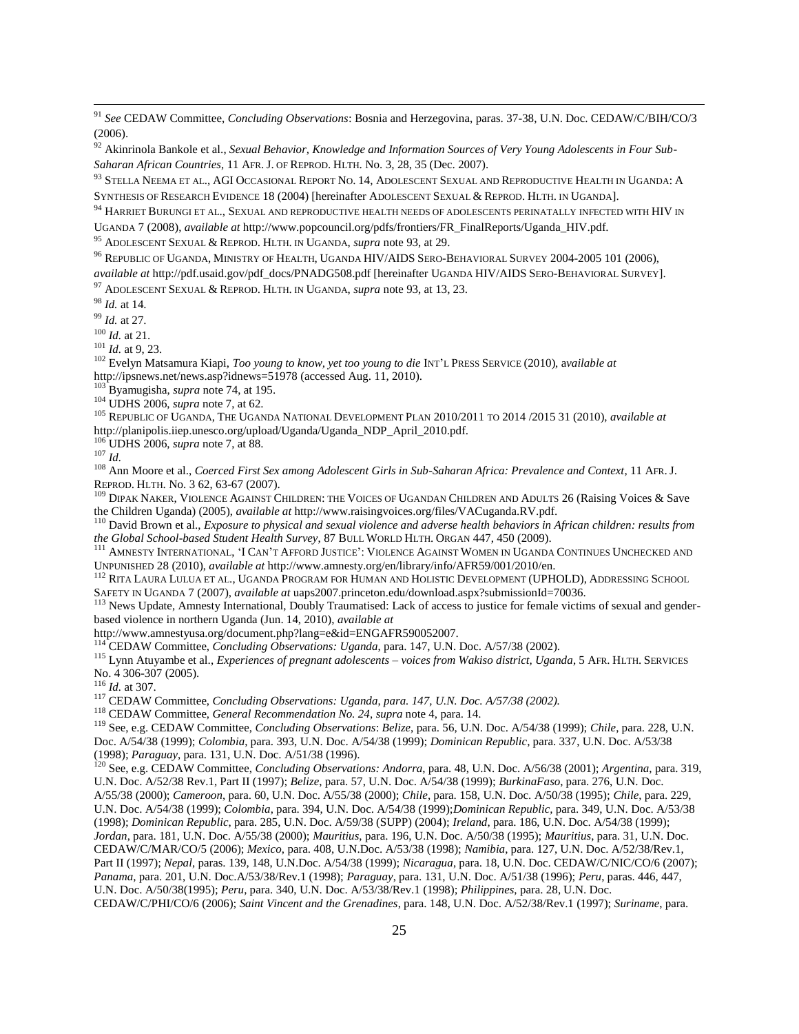[91] *See* CEDAW Committee, *Concluding Observations*: Bosnia and Herzegovina, paras. 37-38, U.N. Doc. CEDAW/C/BIH/CO/3 (2006).

[92] Akinrinola Bankole et al., *Sexual Behavior, Knowledge and Information Sources of Very Young Adolescents in Four Sub-Saharan African Countries*, 11 AFR. J. OF REPROD. HLTH. No. 3, 28, 35 (Dec. 2007).

[93] STELLA NEEMA ET AL., AGI OCCASIONAL REPORT NO. 14, ADOLESCENT SEXUAL AND REPRODUCTIVE HEALTH IN UGANDA: A SYNTHESIS OF RESEARCH EVIDENCE 18 (2004) [hereinafter ADOLESCENT SEXUAL & REPROD. HLTH. IN UGANDA].

[94] HARRIET BURUNGI ET AL., SEXUAL AND REPRODUCTIVE HEALTH NEEDS OF ADOLESCENTS PERINATALLY INFECTED WITH HIV IN UGANDA 7 (2008), *available at* http://www.popcouncil.org/pdfs/frontiers/FR_FinalReports/Uganda_HIV.pdf.

[95] ADOLESCENT SEXUAL & REPROD. HLTH. IN UGANDA, *supra* note 93, at 29.

[96] REPUBLIC OF UGANDA, MINISTRY OF HEALTH, UGANDA HIV/AIDS SERO-BEHAVIORAL SURVEY 2004-2005 101 (2006), *available at* http://pdf.usaid.gov/pdf_docs/PNADG508.pdf [hereinafter UGANDA HIV/AIDS SERO-BEHAVIORAL SURVEY].

[97] ADOLESCENT SEXUAL & REPROD. HLTH. IN UGANDA, *supra* note 93, at 13, 23.

[98] *Id.* at 14.

[99] *Id.* at 27.

[100] *Id.* at 21.

[101] *Id.* at 9, 23.

[102] Evelyn Matsamura Kiapi, *Too young to know, yet too young to die* INT'L PRESS SERVICE (2010), a*vailable at* http://ipsnews.net/news.asp?idnews=51978 (accessed Aug. 11, 2010).

[103] Byamugisha, *supra* note 74, at 195.

[104] UDHS 2006, *supra* note 7, at 62.

[105] REPUBLIC OF UGANDA, THE UGANDA NATIONAL DEVELOPMENT PLAN 2010/2011 TO 2014 /2015 31 (2010), *available at* http://planipolis.iiep.unesco.org/upload/Uganda/Uganda_NDP_April_2010.pdf.

[106] UDHS 2006, *supra* note 7, at 88.

[107] *Id.*

[108] Ann Moore et al., *Coerced First Sex among Adolescent Girls in Sub-Saharan Africa: Prevalence and Context*, 11 AFR. J. REPROD. HLTH. No. 3 62, 63-67 (2007).

[109] DIPAK NAKER, VIOLENCE AGAINST CHILDREN: THE VOICES OF UGANDAN CHILDREN AND ADULTS 26 (Raising Voices & Save the Children Uganda) (2005), *available at* http://www.raisingvoices.org/files/VACuganda.RV.pdf.

[110] David Brown et al., *Exposure to physical and sexual violence and adverse health behaviors in African children: results from the Global School-based Student Health Survey*, 87 BULL WORLD HLTH. ORGAN 447, 450 (2009).

[111] AMNESTY INTERNATIONAL, 'I CAN'T AFFORD JUSTICE': VIOLENCE AGAINST WOMEN IN UGANDA CONTINUES UNCHECKED AND UNPUNISHED 28 (2010), *available at* http://www.amnesty.org/en/library/info/AFR59/001/2010/en.

[112] RITA LAURA LULUA ET AL., UGANDA PROGRAM FOR HUMAN AND HOLISTIC DEVELOPMENT (UPHOLD), ADDRESSING SCHOOL SAFETY IN UGANDA 7 (2007), *available at* uaps2007.princeton.edu/download.aspx?submissionId=70036.

[113] News Update, Amnesty International, Doubly Traumatised: Lack of access to justice for female victims of sexual and gender-based violence in northern Uganda (Jun. 14, 2010), *available at* http://www.amnestyusa.org/document.php?lang=e&id=ENGAFR590052007.

[114] CEDAW Committee, *Concluding Observations: Uganda*, para. 147, U.N. Doc. A/57/38 (2002).

[115] Lynn Atuyambe et al., *Experiences of pregnant adolescents – voices from Wakiso district, Uganda*, 5 AFR. HLTH. SERVICES No. 4 306-307 (2005).

[116] *Id.* at 307.

[117] CEDAW Committee, *Concluding Observations: Uganda, para. 147, U.N. Doc. A/57/38 (2002).*

[118] CEDAW Committee, *General Recommendation No. 24*, *supra* note 4, para. 14.

[119] See, e.g. CEDAW Committee, *Concluding Observations*: *Belize*, para. 56, U.N. Doc. A/54/38 (1999); *Chile*, para. 228, U.N. Doc. A/54/38 (1999); *Colombia*, para. 393, U.N. Doc. A/54/38 (1999); *Dominican Republic*, para. 337, U.N. Doc. A/53/38 (1998); *Paraguay*, para. 131, U.N. Doc. A/51/38 (1996).

[120] See, e.g. CEDAW Committee, *Concluding Observations: Andorra*, para. 48, U.N. Doc. A/56/38 (2001); *Argentina*, para. 319, U.N. Doc. A/52/38 Rev.1, Part II (1997); *Belize*, para. 57, U.N. Doc. A/54/38 (1999); *BurkinaFaso*, para. 276, U.N. Doc. A/55/38 (2000); *Cameroon*, para. 60, U.N. Doc. A/55/38 (2000); *Chile*, para. 158, U.N. Doc. A/50/38 (1995); *Chile*, para. 229, U.N. Doc. A/54/38 (1999); *Colombia*, para. 394, U.N. Doc. A/54/38 (1999);*Dominican Republic*, para. 349, U.N. Doc. A/53/38 (1998); *Dominican Republic*, para. 285, U.N. Doc. A/59/38 (SUPP) (2004); *Ireland*, para. 186, U.N. Doc. A/54/38 (1999); *Jordan*, para. 181, U.N. Doc. A/55/38 (2000); *Mauritius*, para. 196, U.N. Doc. A/50/38 (1995); *Mauritius*, para. 31, U.N. Doc. CEDAW/C/MAR/CO/5 (2006); *Mexico*, para. 408, U.N.Doc. A/53/38 (1998); *Namibia*, para. 127, U.N. Doc. A/52/38/Rev.1, Part II (1997); *Nepal*, paras. 139, 148, U.N.Doc. A/54/38 (1999); *Nicaragua*, para. 18, U.N. Doc. CEDAW/C/NIC/CO/6 (2007); *Panama*, para. 201, U.N. Doc.A/53/38/Rev.1 (1998); *Paraguay*, para. 131, U.N. Doc. A/51/38 (1996); *Peru*, paras. 446, 447, U.N. Doc. A/50/38(1995); *Peru*, para. 340, U.N. Doc. A/53/38/Rev.1 (1998); *Philippines*, para. 28, U.N. Doc. CEDAW/C/PHI/CO/6 (2006); *Saint Vincent and the Grenadines*, para. 148, U.N. Doc. A/52/38/Rev.1 (1997); *Suriname*, para.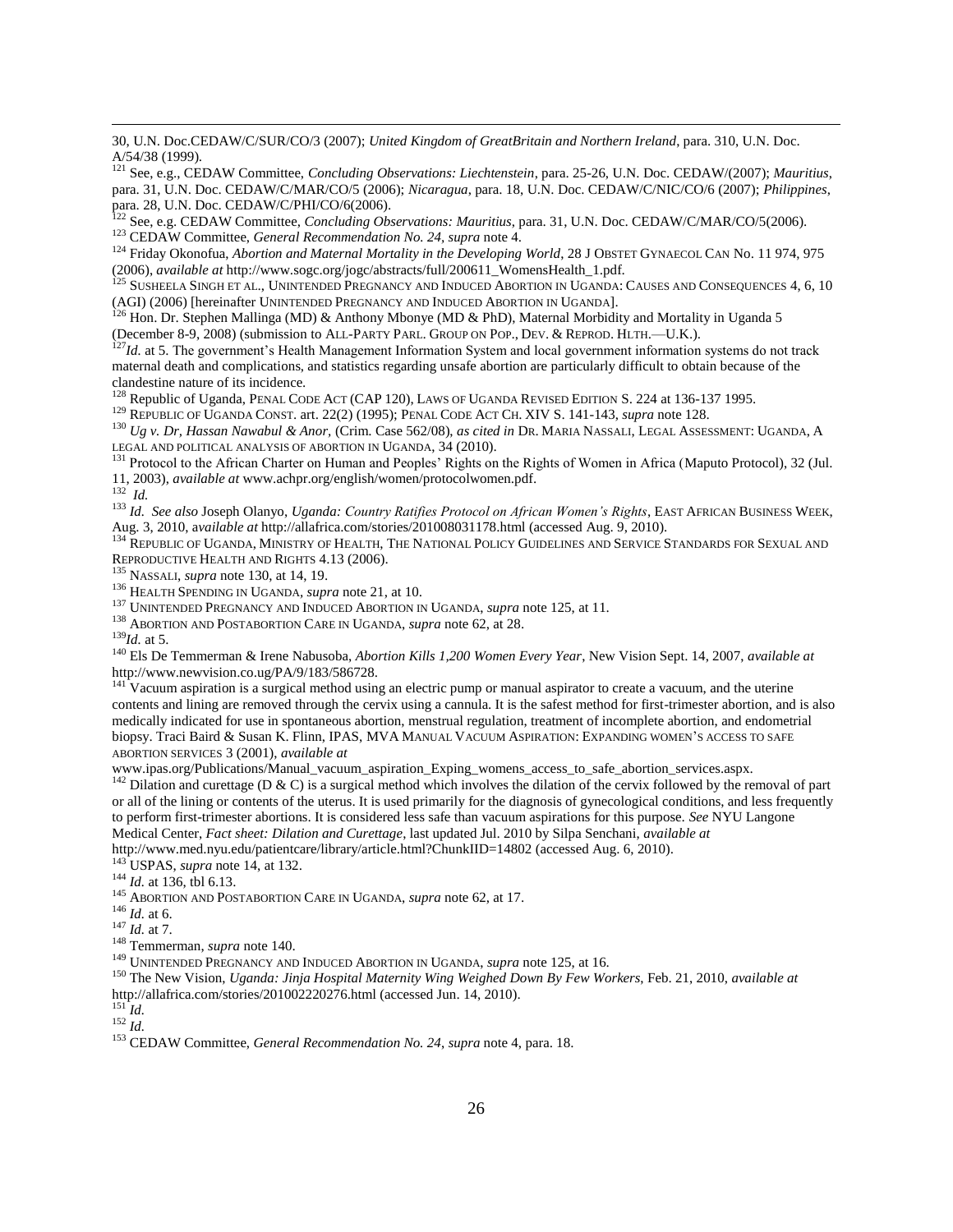30, U.N. Doc.CEDAW/C/SUR/CO/3 (2007); *United Kingdom of GreatBritain and Northern Ireland*, para. 310, U.N. Doc. A/54/38 (1999).

[121] See, e.g., CEDAW Committee, *Concluding Observations: Liechtenstein*, para. 25-26, U.N. Doc. CEDAW/(2007); *Mauritius*, para. 31, U.N. Doc. CEDAW/C/MAR/CO/5 (2006); *Nicaragua*, para. 18, U.N. Doc. CEDAW/C/NIC/CO/6 (2007); *Philippines*, para. 28, U.N. Doc. CEDAW/C/PHI/CO/6(2006).

[122] See, e.g. CEDAW Committee, *Concluding Observations: Mauritius*, para. 31, U.N. Doc. CEDAW/C/MAR/CO/5(2006).

[123] CEDAW Committee, *General Recommendation No. 24*, *supra* note 4.

[124] Friday Okonofua, *Abortion and Maternal Mortality in the Developing World*, 28 J OBSTET GYNAECOL CAN No. 11 974, 975 (2006), *available at* http://www.sogc.org/jogc/abstracts/full/200611_WomensHealth_1.pdf.

[125] SUSHEELA SINGH ET AL., UNINTENDED PREGNANCY AND INDUCED ABORTION IN UGANDA: CAUSES AND CONSEQUENCES 4, 6, 10 (AGI) (2006) [hereinafter UNINTENDED PREGNANCY AND INDUCED ABORTION IN UGANDA].

[126] Hon. Dr. Stephen Mallinga (MD) & Anthony Mbonye (MD & PhD), Maternal Morbidity and Mortality in Uganda 5 (December 8-9, 2008) (submission to ALL-PARTY PARL. GROUP ON POP., DEV. & REPROD. HLTH.—U.K.).

[127] *Id.* at 5. The government's Health Management Information System and local government information systems do not track maternal death and complications, and statistics regarding unsafe abortion are particularly difficult to obtain because of the clandestine nature of its incidence.

[128] Republic of Uganda, PENAL CODE ACT (CAP 120), LAWS OF UGANDA REVISED EDITION S. 224 at 136-137 1995.

[129] REPUBLIC OF UGANDA CONST. art. 22(2) (1995); PENAL CODE ACT CH. XIV S. 141-143, *supra* note 128.

[130] *Ug v. Dr, Hassan Nawabul & Anor*, (Crim. Case 562/08), *as cited in* DR. MARIA NASSALI, LEGAL ASSESSMENT: UGANDA, A LEGAL AND POLITICAL ANALYSIS OF ABORTION IN UGANDA, 34 (2010).

[131] Protocol to the African Charter on Human and Peoples' Rights on the Rights of Women in Africa (Maputo Protocol), 32 (Jul. 11, 2003), *available at* www.achpr.org/english/women/protocolwomen.pdf.

[132] *Id.*

[133] *Id. See also* Joseph Olanyo, *Uganda: Country Ratifies Protocol on African Women's Rights*, EAST AFRICAN BUSINESS WEEK, Aug. 3, 2010, a*vailable at* http://allafrica.com/stories/201008031178.html (accessed Aug. 9, 2010).

[134] REPUBLIC OF UGANDA, MINISTRY OF HEALTH, THE NATIONAL POLICY GUIDELINES AND SERVICE STANDARDS FOR SEXUAL AND REPRODUCTIVE HEALTH AND RIGHTS 4.13 (2006).

[135] NASSALI, *supra* note 130, at 14, 19.

[136] HEALTH SPENDING IN UGANDA, *supra* note 21, at 10.

[137] UNINTENDED PREGNANCY AND INDUCED ABORTION IN UGANDA, *supra* note 125, at 11.

[138] ABORTION AND POSTABORTION CARE IN UGANDA, *supra* note 62, at 28.

[139] *Id.* at 5.

[140] Els De Temmerman & Irene Nabusoba, *Abortion Kills 1,200 Women Every Year*, New Vision Sept. 14, 2007, *available at* http://www.newvision.co.ug/PA/9/183/586728.

[141] Vacuum aspiration is a surgical method using an electric pump or manual aspirator to create a vacuum, and the uterine contents and lining are removed through the cervix using a cannula. It is the safest method for first-trimester abortion, and is also medically indicated for use in spontaneous abortion, menstrual regulation, treatment of incomplete abortion, and endometrial biopsy. Traci Baird & Susan K. Flinn, IPAS, MVA MANUAL VACUUM ASPIRATION: EXPANDING WOMEN'S ACCESS TO SAFE ABORTION SERVICES 3 (2001), *available at* www.ipas.org/Publications/Manual_vacuum_aspiration_Exping_womens_access_to_safe_abortion_services.aspx.

[142] Dilation and curettage (D & C) is a surgical method which involves the dilation of the cervix followed by the removal of part or all of the lining or contents of the uterus. It is used primarily for the diagnosis of gynecological conditions, and less frequently to perform first-trimester abortions. It is considered less safe than vacuum aspirations for this purpose. *See* NYU Langone Medical Center, *Fact sheet: Dilation and Curettage*, last updated Jul. 2010 by Silpa Senchani, *available at* http://www.med.nyu.edu/patientcare/library/article.html?ChunkIID=14802 (accessed Aug. 6, 2010).

[143] USPAS, *supra* note 14, at 132.

[144] *Id.* at 136, tbl 6.13.

[145] ABORTION AND POSTABORTION CARE IN UGANDA, *supra* note 62, at 17.

[146] *Id.* at 6.

[147] *Id.* at 7.

[148] Temmerman, *supra* note 140.

[149] UNINTENDED PREGNANCY AND INDUCED ABORTION IN UGANDA, *supra* note 125, at 16.

[150] The New Vision, *Uganda: Jinja Hospital Maternity Wing Weighed Down By Few Workers*, Feb. 21, 2010, *available at* http://allafrica.com/stories/201002220276.html (accessed Jun. 14, 2010).

[151] *Id.*

[152] *Id.*

[153] CEDAW Committee, *General Recommendation No. 24*, *supra* note 4, para. 18.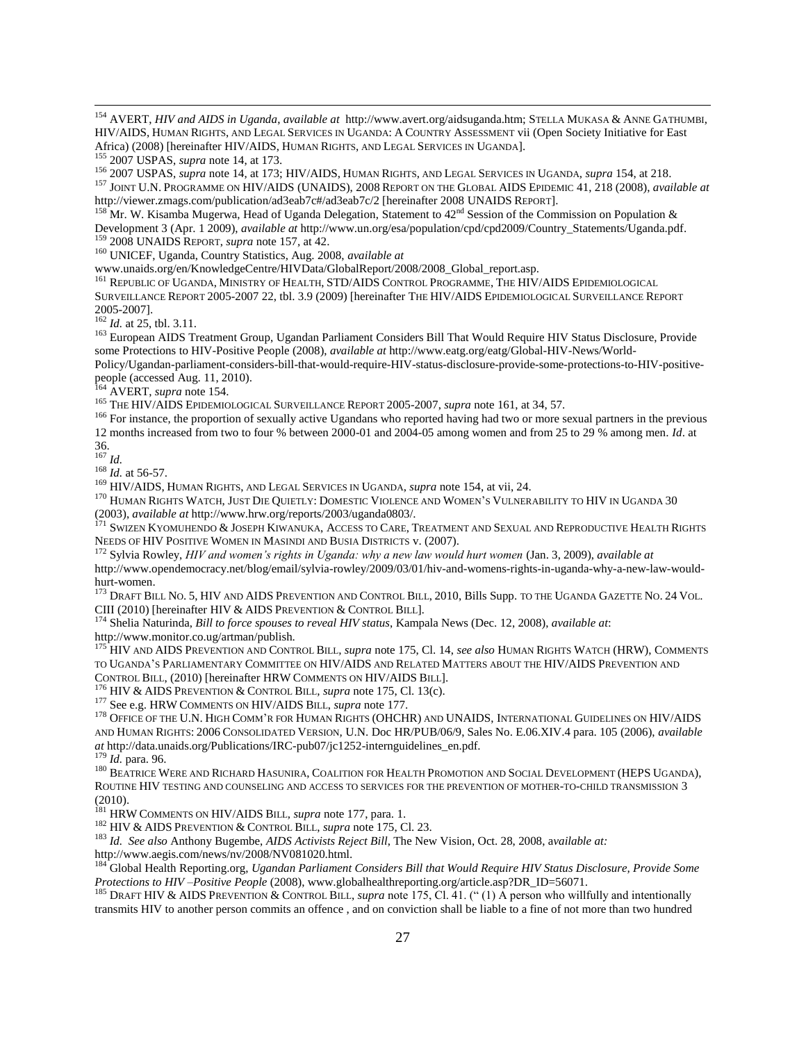[154] AVERT, *HIV and AIDS in Uganda*, *available at* http://www.avert.org/aidsuganda.htm; STELLA MUKASA & ANNE GATHUMBI, HIV/AIDS, HUMAN RIGHTS, AND LEGAL SERVICES IN UGANDA: A COUNTRY ASSESSMENT vii (Open Society Initiative for East Africa) (2008) [hereinafter HIV/AIDS, HUMAN RIGHTS, AND LEGAL SERVICES IN UGANDA].

[155] 2007 USPAS, *supra* note 14, at 173.

[156] 2007 USPAS, *supra* note 14, at 173; HIV/AIDS, HUMAN RIGHTS, AND LEGAL SERVICES IN UGANDA, *supra* 154, at 218.

[157] JOINT U.N. PROGRAMME ON HIV/AIDS (UNAIDS), 2008 REPORT ON THE GLOBAL AIDS EPIDEMIC 41, 218 (2008), *available at* http://viewer.zmags.com/publication/ad3eab7c#/ad3eab7c/2 [hereinafter 2008 UNAIDS REPORT].

[158] Mr. W. Kisamba Mugerwa, Head of Uganda Delegation, Statement to 42nd Session of the Commission on Population & Development 3 (Apr. 1 2009), *available at* http://www.un.org/esa/population/cpd/cpd2009/Country_Statements/Uganda.pdf.

[159] 2008 UNAIDS REPORT, *supra* note 157, at 42.

[160] UNICEF, Uganda, Country Statistics, Aug. 2008, *available at* www.unaids.org/en/KnowledgeCentre/HIVData/GlobalReport/2008/2008_Global_report.asp.

[161] REPUBLIC OF UGANDA, MINISTRY OF HEALTH, STD/AIDS CONTROL PROGRAMME, THE HIV/AIDS EPIDEMIOLOGICAL SURVEILLANCE REPORT 2005-2007 22, tbl. 3.9 (2009) [hereinafter THE HIV/AIDS EPIDEMIOLOGICAL SURVEILLANCE REPORT 2005-2007].

[162] *Id.* at 25, tbl. 3.11.

[163] European AIDS Treatment Group, Ugandan Parliament Considers Bill That Would Require HIV Status Disclosure, Provide some Protections to HIV-Positive People (2008), *available at* http://www.eatg.org/eatg/Global-HIV-News/World-Policy/Ugandan-parliament-considers-bill-that-would-require-HIV-status-disclosure-provide-some-protections-to-HIV-positive-people (accessed Aug. 11, 2010).

[164] AVERT, *supra* note 154.

[165] THE HIV/AIDS EPIDEMIOLOGICAL SURVEILLANCE REPORT 2005-2007, *supra* note 161, at 34, 57.

[166] For instance, the proportion of sexually active Ugandans who reported having had two or more sexual partners in the previous 12 months increased from two to four % between 2000-01 and 2004-05 among women and from 25 to 29 % among men. *Id*. at 36.

[167] *Id.*

[168] *Id.* at 56-57.

[169] HIV/AIDS, HUMAN RIGHTS, AND LEGAL SERVICES IN UGANDA, *supra* note 154, at vii, 24.

[170] HUMAN RIGHTS WATCH, JUST DIE QUIETLY: DOMESTIC VIOLENCE AND WOMEN'S VULNERABILITY TO HIV IN UGANDA 30 (2003), *available at* http://www.hrw.org/reports/2003/uganda0803/.

[171] SWIZEN KYOMUHENDO & JOSEPH KIWANUKA, ACCESS TO CARE, TREATMENT AND SEXUAL AND REPRODUCTIVE HEALTH RIGHTS NEEDS OF HIV POSITIVE WOMEN IN MASINDI AND BUSIA DISTRICTS v. (2007).

[172] Sylvia Rowley, *HIV and women's rights in Uganda: why a new law would hurt women* (Jan. 3, 2009), *available at* http://www.opendemocracy.net/blog/email/sylvia-rowley/2009/03/01/hiv-and-womens-rights-in-uganda-why-a-new-law-would-hurt-women.

[173] DRAFT BILL NO. 5, HIV AND AIDS PREVENTION AND CONTROL BILL, 2010, Bills Supp. TO THE UGANDA GAZETTE NO. 24 VOL. CIII (2010) [hereinafter HIV & AIDS PREVENTION & CONTROL BILL].

[174] Shelia Naturinda, *Bill to force spouses to reveal HIV status*, Kampala News (Dec. 12, 2008), *available at*: http://www.monitor.co.ug/artman/publish.

[175] HIV AND AIDS PREVENTION AND CONTROL BILL, *supra* note 175, Cl. 14, *see also* HUMAN RIGHTS WATCH (HRW), COMMENTS TO UGANDA'S PARLIAMENTARY COMMITTEE ON HIV/AIDS AND RELATED MATTERS ABOUT THE HIV/AIDS PREVENTION AND CONTROL BILL, (2010) [hereinafter HRW COMMENTS ON HIV/AIDS BILL].

[176] HIV & AIDS PREVENTION & CONTROL BILL, *supra* note 175, Cl. 13(c).

[177] See e.g. HRW COMMENTS ON HIV/AIDS BILL, *supra* note 177.

[178] OFFICE OF THE U.N. HIGH COMM'R FOR HUMAN RIGHTS (OHCHR) AND UNAIDS, INTERNATIONAL GUIDELINES ON HIV/AIDS AND HUMAN RIGHTS: 2006 CONSOLIDATED VERSION, U.N. Doc HR/PUB/06/9, Sales No. E.06.XIV.4 para. 105 (2006), *available at* http://data.unaids.org/Publications/IRC-pub07/jc1252-internguidelines_en.pdf.

[179] *Id.* para. 96.

[180] BEATRICE WERE AND RICHARD HASUNIRA, COALITION FOR HEALTH PROMOTION AND SOCIAL DEVELOPMENT (HEPS UGANDA), ROUTINE HIV TESTING AND COUNSELING AND ACCESS TO SERVICES FOR THE PREVENTION OF MOTHER-TO-CHILD TRANSMISSION 3 (2010).

[181] HRW COMMENTS ON HIV/AIDS BILL, *supra* note 177, para. 1.

[182] HIV & AIDS PREVENTION & CONTROL BILL, *supra* note 175, Cl. 23.

[183] *Id. See also* Anthony Bugembe, *AIDS Activists Reject Bill*, The New Vision, Oct. 28, 2008, a*vailable at:* http://www.aegis.com/news/nv/2008/NV081020.html.

[184] Global Health Reporting.org, *Ugandan Parliament Considers Bill that Would Require HIV Status Disclosure, Provide Some Protections to HIV –Positive People* (2008), www.globalhealthreporting.org/article.asp?DR_ID=56071.

[185] DRAFT HIV & AIDS PREVENTION & CONTROL BILL, *supra* note 175, Cl. 41. (" (1) A person who willfully and intentionally transmits HIV to another person commits an offence , and on conviction shall be liable to a fine of not more than two hundred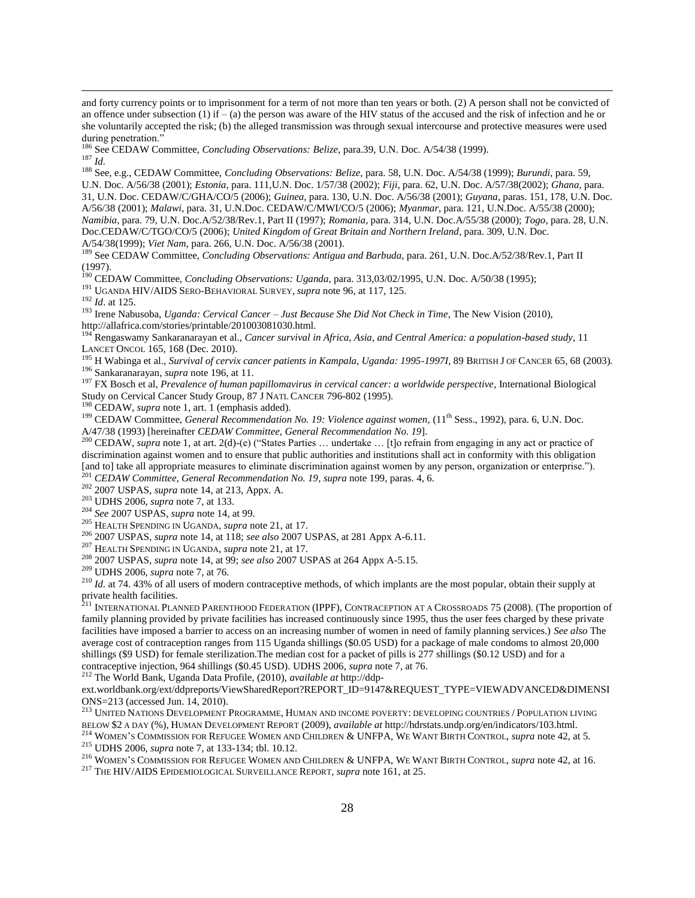and forty currency points or to imprisonment for a term of not more than ten years or both. (2) A person shall not be convicted of an offence under subsection (1) if – (a) the person was aware of the HIV status of the accused and the risk of infection and he or she voluntarily accepted the risk; (b) the alleged transmission was through sexual intercourse and protective measures were used during penetration."

[186] See CEDAW Committee, *Concluding Observations: Belize*, para.39, U.N. Doc. A/54/38 (1999).

[187] *Id.*

[188] See, e.g., CEDAW Committee, *Concluding Observations: Belize*, para. 58, U.N. Doc. A/54/38 (1999); *Burundi*, para. 59, U.N. Doc. A/56/38 (2001); *Estonia*, para. 111,U.N. Doc. 1/57/38 (2002); *Fiji*, para. 62, U.N. Doc. A/57/38(2002); *Ghana*, para. 31, U.N. Doc. CEDAW/C/GHA/CO/5 (2006); *Guinea*, para. 130, U.N. Doc. A/56/38 (2001); *Guyana*, paras. 151, 178, U.N. Doc. A/56/38 (2001); *Malawi*, para. 31, U.N.Doc. CEDAW/C/MWI/CO/5 (2006); *Myanmar*, para. 121, U.N.Doc. A/55/38 (2000); *Namibia*, para. 79, U.N. Doc.A/52/38/Rev.1, Part II (1997); *Romania*, para. 314, U.N. Doc.A/55/38 (2000); *Togo*, para. 28, U.N. Doc.CEDAW/C/TGO/CO/5 (2006); *United Kingdom of Great Britain and Northern Ireland*, para. 309, U.N. Doc. A/54/38(1999); *Viet Nam*, para. 266, U.N. Doc. A/56/38 (2001).

[189] See CEDAW Committee, *Concluding Observations: Antigua and Barbuda*, para. 261, U.N. Doc.A/52/38/Rev.1, Part II (1997).

[190] CEDAW Committee, *Concluding Observations: Uganda*, para. 313,03/02/1995, U.N. Doc. A/50/38 (1995);

[191] UGANDA HIV/AIDS SERO-BEHAVIORAL SURVEY, *supra* note 96, at 117, 125.

[192] *Id*. at 125.

[193] Irene Nabusoba, *Uganda: Cervical Cancer – Just Because She Did Not Check in Time*, The New Vision (2010), http://allafrica.com/stories/printable/201003081030.html.

[194] Rengaswamy Sankaranarayan et al., *Cancer survival in Africa, Asia, and Central America: a population-based study*, 11 LANCET ONCOL 165, 168 (Dec. 2010).

[195] H Wabinga et al., *Survival of cervix cancer patients in Kampala, Uganda: 1995-1997I*, 89 BRITISH J OF CANCER 65, 68 (2003).

[196] Sankaranarayan, *supra* note 196, at 11.

[197] FX Bosch et al, *Prevalence of human papillomavirus in cervical cancer: a worldwide perspective*, International Biological Study on Cervical Cancer Study Group, 87 J NATL CANCER 796-802 (1995).

[198] CEDAW, *supra* note 1, art. 1 (emphasis added).

[199] CEDAW Committee, *General Recommendation No. 19: Violence against women*, (11[th] Sess., 1992), para. 6, U.N. Doc. A/47/38 (1993) [hereinafter *CEDAW Committee, General Recommendation No. 19*].

[200] CEDAW, *supra* note 1, at art. 2(d)-(e) ("States Parties … undertake … [t]o refrain from engaging in any act or practice of discrimination against women and to ensure that public authorities and institutions shall act in conformity with this obligation [and to] take all appropriate measures to eliminate discrimination against women by any person, organization or enterprise.").

[201] *CEDAW Committee, General Recommendation No. 19*, *supra* note 199, paras. 4, 6.

[202] 2007 USPAS, *supra* note 14, at 213, Appx. A.

[203] UDHS 2006, *supra* note 7, at 133.

[204] *See* 2007 USPAS, *supra* note 14, at 99.

[205] HEALTH SPENDING IN UGANDA, *supra* note 21, at 17.

[206] 2007 USPAS, *supra* note 14, at 118; *see also* 2007 USPAS, at 281 Appx A-6.11.

[207] HEALTH SPENDING IN UGANDA, *supra* note 21, at 17.

[208] 2007 USPAS, *supra* note 14, at 99; *see also* 2007 USPAS at 264 Appx A-5.15.

[209] UDHS 2006, *supra* note 7, at 76.

[210] *Id.* at 74. 43% of all users of modern contraceptive methods, of which implants are the most popular, obtain their supply at private health facilities.

[211] INTERNATIONAL PLANNED PARENTHOOD FEDERATION (IPPF), CONTRACEPTION AT A CROSSROADS 75 (2008). (The proportion of family planning provided by private facilities has increased continuously since 1995, thus the user fees charged by these private facilities have imposed a barrier to access on an increasing number of women in need of family planning services.) *See also* The average cost of contraception ranges from 115 Uganda shillings ($0.05 USD) for a package of male condoms to almost 20,000 shillings ($9 USD) for female sterilization.The median cost for a packet of pills is 277 shillings ($0.12 USD) and for a contraceptive injection, 964 shillings ($0.45 USD). UDHS 2006, *supra* note 7, at 76.

[212] The World Bank, Uganda Data Profile, (2010), *available at* http://ddp-ext.worldbank.org/ext/ddpreports/ViewSharedReport?REPORT_ID=9147&REQUEST_TYPE=VIEWADVANCED&DIMENSIONS=213 (accessed Jun. 14, 2010).

[213] UNITED NATIONS DEVELOPMENT PROGRAMME, HUMAN AND INCOME POVERTY: DEVELOPING COUNTRIES / POPULATION LIVING BELOW $2 A DAY (%), HUMAN DEVELOPMENT REPORT (2009), *available at* http://hdrstats.undp.org/en/indicators/103.html.

[214] WOMEN'S COMMISSION FOR REFUGEE WOMEN AND CHILDREN & UNFPA, WE WANT BIRTH CONTROL, *supra* note 42, at 5.

[215] UDHS 2006, *supra* note 7, at 133-134; tbl. 10.12.

[216] WOMEN'S COMMISSION FOR REFUGEE WOMEN AND CHILDREN & UNFPA, WE WANT BIRTH CONTROL, *supra* note 42, at 16.

[217] THE HIV/AIDS EPIDEMIOLOGICAL SURVEILLANCE REPORT, *supra* note 161, at 25.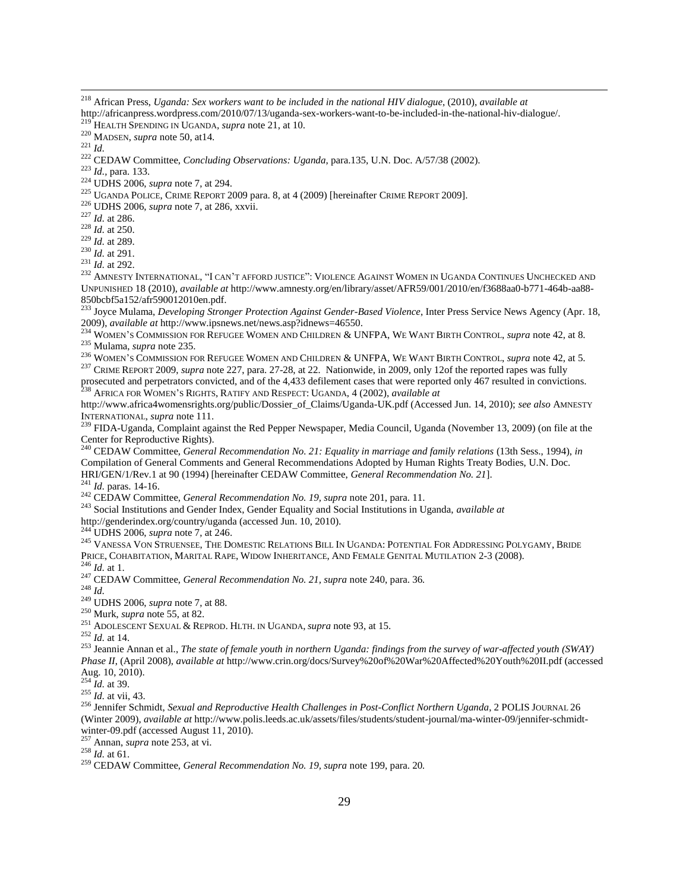[218] African Press, *Uganda: Sex workers want to be included in the national HIV dialogue*, (2010), *available at* http://africanpress.wordpress.com/2010/07/13/uganda-sex-workers-want-to-be-included-in-the-national-hiv-dialogue/.

[219] HEALTH SPENDING IN UGANDA, *supra* note 21, at 10.

[220] MADSEN, *supra* note 50, at14.

[221] *Id.*

[222] CEDAW Committee, *Concluding Observations: Uganda*, para.135, U.N. Doc. A/57/38 (2002).

[223] *Id.*, para. 133.

[224] UDHS 2006, *supra* note 7, at 294.

[225] UGANDA POLICE, CRIME REPORT 2009 para. 8, at 4 (2009) [hereinafter CRIME REPORT 2009].

[226] UDHS 2006, *supra* note 7, at 286, xxvii.

[227] *Id.* at 286.

[228] *Id.* at 250.

[229] *Id.* at 289.

[230] *Id.* at 291.

[231] *Id.* at 292.

[232] AMNESTY INTERNATIONAL, "I CAN'T AFFORD JUSTICE": VIOLENCE AGAINST WOMEN IN UGANDA CONTINUES UNCHECKED AND UNPUNISHED 18 (2010), *available at* http://www.amnesty.org/en/library/asset/AFR59/001/2010/en/f3688aa0-b771-464b-aa88-850bcbf5a152/afr590012010en.pdf.

[233] Joyce Mulama, *Developing Stronger Protection Against Gender-Based Violence*, Inter Press Service News Agency (Apr. 18, 2009), *available at* http://www.ipsnews.net/news.asp?idnews=46550.

[234] WOMEN'S COMMISSION FOR REFUGEE WOMEN AND CHILDREN & UNFPA, WE WANT BIRTH CONTROL, *supra* note 42, at 8.

[235] Mulama, *supra* note 235.

[236] WOMEN'S COMMISSION FOR REFUGEE WOMEN AND CHILDREN & UNFPA, WE WANT BIRTH CONTROL, *supra* note 42, at 5.

[237] CRIME REPORT 2009, *supra* note 227, para. 27-28, at 22. Nationwide, in 2009, only 12of the reported rapes was fully prosecuted and perpetrators convicted, and of the 4,433 defilement cases that were reported only 467 resulted in convictions.

[238] AFRICA FOR WOMEN'S RIGHTS, RATIFY AND RESPECT: UGANDA, 4 (2002), *available at* http://www.africa4womensrights.org/public/Dossier_of_Claims/Uganda-UK.pdf (Accessed Jun. 14, 2010); *see also* AMNESTY INTERNATIONAL, *supra* note 111.

[239] FIDA-Uganda, Complaint against the Red Pepper Newspaper, Media Council, Uganda (November 13, 2009) (on file at the Center for Reproductive Rights).

[240] CEDAW Committee, *General Recommendation No. 21: Equality in marriage and family relations* (13th Sess., 1994), *in* Compilation of General Comments and General Recommendations Adopted by Human Rights Treaty Bodies, U.N. Doc. HRI/GEN/1/Rev.1 at 90 (1994) [hereinafter CEDAW Committee, *General Recommendation No. 21*].

[241] *Id.* paras. 14-16.

[242] CEDAW Committee, *General Recommendation No. 19, supra* note 201, para. 11.

[243] Social Institutions and Gender Index, Gender Equality and Social Institutions in Uganda, *available at* http://genderindex.org/country/uganda (accessed Jun. 10, 2010).

[244] UDHS 2006, *supra* note 7, at 246.

[245] VANESSA VON STRUENSEE, THE DOMESTIC RELATIONS BILL IN UGANDA: POTENTIAL FOR ADDRESSING POLYGAMY, BRIDE PRICE, COHABITATION, MARITAL RAPE, WIDOW INHERITANCE, AND FEMALE GENITAL MUTILATION 2-3 (2008).

[246] *Id.* at 1.

[247] CEDAW Committee, *General Recommendation No. 21*, *supra* note 240, para. 36.

[248] *Id.*

[249] UDHS 2006, *supra* note 7, at 88.

[250] Murk, *supra* note 55, at 82.

[251] ADOLESCENT SEXUAL & REPROD. HLTH. IN UGANDA, *supra* note 93, at 15.

[252] *Id.* at 14.

[253] Jeannie Annan et al., *The state of female youth in northern Uganda: findings from the survey of war-affected youth (SWAY) Phase II*, (April 2008), *available at* http://www.crin.org/docs/Survey%20of%20War%20Affected%20Youth%20II.pdf (accessed Aug. 10, 2010).

[254] *Id.* at 39.

[255] *Id.* at vii, 43.

[256] Jennifer Schmidt, *Sexual and Reproductive Health Challenges in Post-Conflict Northern Uganda*, 2 POLIS JOURNAL 26 (Winter 2009), *available at* http://www.polis.leeds.ac.uk/assets/files/students/student-journal/ma-winter-09/jennifer-schmidt-winter-09.pdf (accessed August 11, 2010).

[257] Annan, *supra* note 253, at vi.

[258] *Id.* at 61.

[259] CEDAW Committee, *General Recommendation No. 19, supra* note 199, para. 20.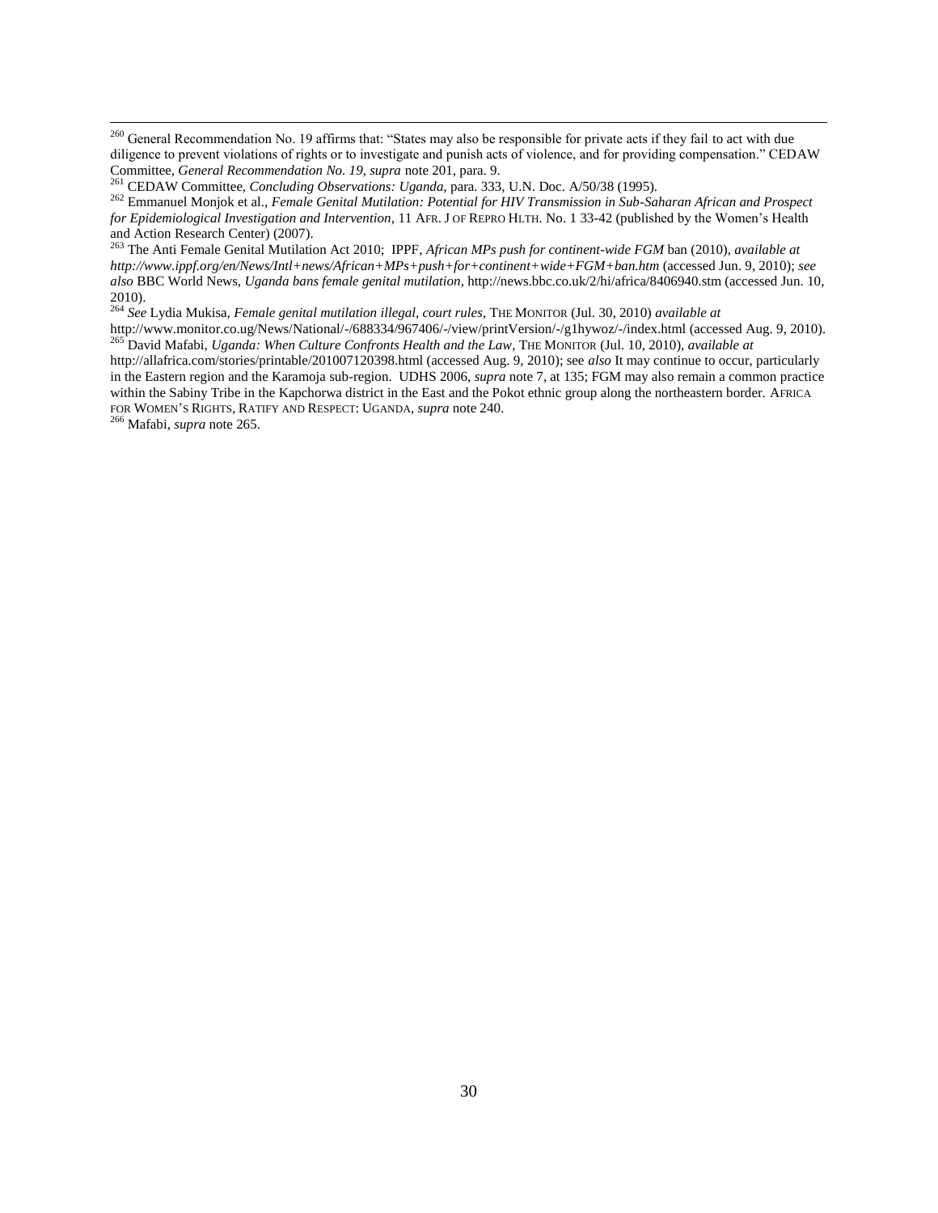[260] General Recommendation No. 19 affirms that: "States may also be responsible for private acts if they fail to act with due diligence to prevent violations of rights or to investigate and punish acts of violence, and for providing compensation." CEDAW Committee, *General Recommendation No. 19, supra* note 201, para. 9.

[261] CEDAW Committee, *Concluding Observations: Uganda*, para. 333, U.N. Doc. A/50/38 (1995).

[262] Emmanuel Monjok et al., *Female Genital Mutilation: Potential for HIV Transmission in Sub-Saharan African and Prospect for Epidemiological Investigation and Intervention*, 11 AFR. J OF REPRO HLTH. No. 1 33-42 (published by the Women's Health and Action Research Center) (2007).

[263] The Anti Female Genital Mutilation Act 2010; IPPF, *African MPs push for continent-wide FGM* ban (2010), *available at http://www.ippf.org/en/News/Intl+news/African+MPs+push+for+continent+wide+FGM+ban.htm* (accessed Jun. 9, 2010); *see also* BBC World News, *Uganda bans female genital mutilation*, http://news.bbc.co.uk/2/hi/africa/8406940.stm (accessed Jun. 10, 2010).

[264] *See* Lydia Mukisa, *Female genital mutilation illegal, court rules*, THE MONITOR (Jul. 30, 2010) *available at* http://www.monitor.co.ug/News/National/-/688334/967406/-/view/printVersion/-/g1hywoz/-/index.html (accessed Aug. 9, 2010).

[265] David Mafabi, *Uganda: When Culture Confronts Health and the Law*, THE MONITOR (Jul. 10, 2010), *available at* http://allafrica.com/stories/printable/201007120398.html (accessed Aug. 9, 2010); see *also* It may continue to occur, particularly in the Eastern region and the Karamoja sub-region. UDHS 2006, *supra* note 7, at 135; FGM may also remain a common practice within the Sabiny Tribe in the Kapchorwa district in the East and the Pokot ethnic group along the northeastern border. AFRICA FOR WOMEN'S RIGHTS, RATIFY AND RESPECT: UGANDA, *supra* note 240.

[266] Mafabi, *supra* note 265.